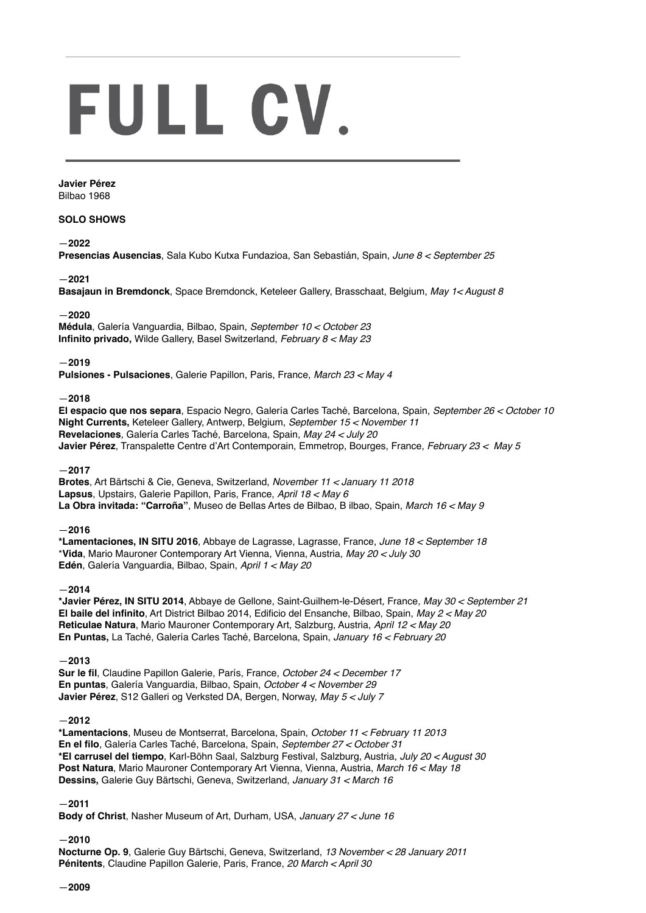# FULL CV.

**Javier Pérez**
Bilbao 1968

**SOLO SHOWS**

—**2022**

**Presencias Ausencias**, Sala Kubo Kutxa Fundazioa, San Sebastián, Spain, *June 8 < September 25*

—**2021**

**Basajaun in Bremdonck**, Space Bremdonck, Keteleer Gallery, Brasschaat, Belgium, *May 1< August 8*

—**2020**

**Médula**, Galería Vanguardia, Bilbao, Spain, *September 10 < October 23*
**Infinito privado,** Wilde Gallery, Basel Switzerland, *February 8 < May 23*

—**2019**

**Pulsiones - Pulsaciones**, Galerie Papillon, Paris, France, *March 23 < May 4*

—**2018**

**El espacio que nos separa**, Espacio Negro, Galería Carles Taché, Barcelona, Spain, *September 26 < October 10*
**Night Currents,** Keteleer Gallery, Antwerp, Belgium, *September 15 < November 11*
**Revelaciones**, Galería Carles Taché, Barcelona, Spain, *May 24 < July 20*
**Javier Pérez**, Transpalette Centre d'Art Contemporain, Emmetrop, Bourges, France, *February 23 < May 5*

—**2017**

**Brotes**, Art Bärtschi & Cie, Geneva, Switzerland, *November 11 < January 11 2018*
**Lapsus**, Upstairs, Galerie Papillon, Paris, France, *April 18 < May 6*
**La Obra invitada: "Carroña"**, Museo de Bellas Artes de Bilbao, B ilbao, Spain, *March 16 < May 9*

—**2016**

**\*Lamentaciones, IN SITU 2016**, Abbaye de Lagrasse, Lagrasse, France, *June 18 < September 18*
\***Vida**, Mario Mauroner Contemporary Art Vienna, Vienna, Austria, *May 20 < July 30*
**Edén**, Galería Vanguardia, Bilbao, Spain, *April 1 < May 20*

—**2014**

**\*Javier Pérez, IN SITU 2014**, Abbaye de Gellone, Saint-Guilhem-le-Désert, France, *May 30 < September 21*
**El baile del infinito**, Art District Bilbao 2014, Edificio del Ensanche, Bilbao, Spain, *May 2 < May 20*
**Reticulae Natura**, Mario Mauroner Contemporary Art, Salzburg, Austria, *April 12 < May 20*
**En Puntas,** La Taché, Galería Carles Taché, Barcelona, Spain, *January 16 < February 20*

—**2013**

**Sur le fil**, Claudine Papillon Galerie, París, France, *October 24 < December 17*
**En puntas**, Galería Vanguardia, Bilbao, Spain, *October 4 < November 29*
**Javier Pérez**, S12 Galleri og Verksted DA, Bergen, Norway, *May 5 < July 7*

—**2012**

**\*Lamentacions**, Museu de Montserrat, Barcelona, Spain, *October 11 < February 11 2013*
**En el filo**, Galería Carles Taché, Barcelona, Spain, *September 27 < October 31*
**\*El carrusel del tiempo**, Karl-Böhn Saal, Salzburg Festival, Salzburg, Austria, *July 20 < August 30*
**Post Natura**, Mario Mauroner Contemporary Art Vienna, Vienna, Austria, *March 16 < May 18*
**Dessins,** Galerie Guy Bärtschi, Geneva, Switzerland, *January 31 < March 16*

—**2011**

**Body of Christ**, Nasher Museum of Art, Durham, USA, *January 27 < June 16*

—**2010**

**Nocturne Op. 9**, Galerie Guy Bärtschi, Geneva, Switzerland, *13 November < 28 January 2011*
**Pénitents**, Claudine Papillon Galerie, Paris, France, *20 March < April 30*

—**2009**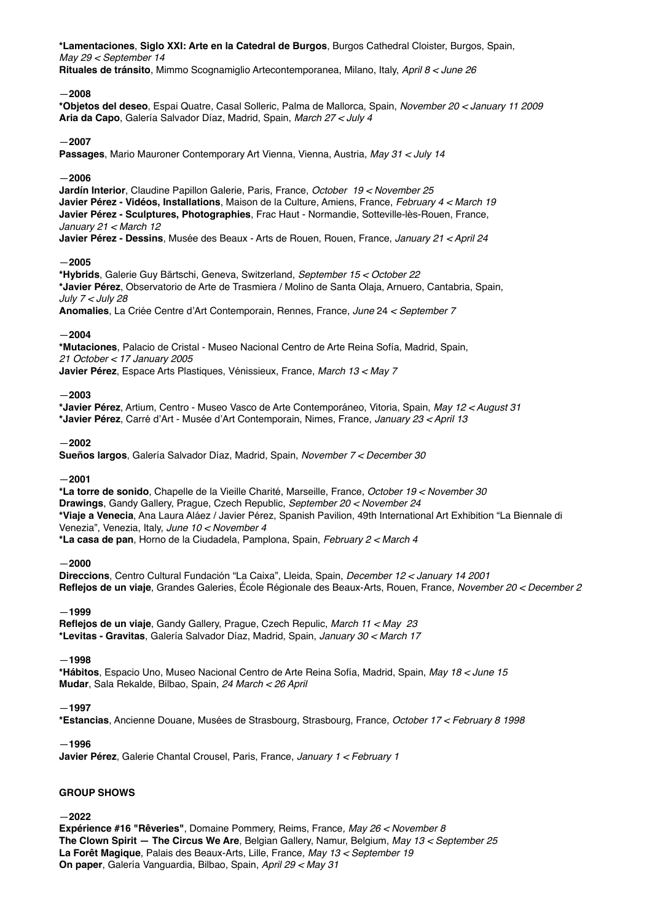**\*Lamentaciones**, **Siglo XXI: Arte en la Catedral de Burgos**, Burgos Cathedral Cloister, Burgos, Spain, *May 29 < September 14*
**Rituales de tránsito**, Mimmo Scognamiglio Artecontemporanea, Milano, Italy, *April 8 < June 26*

—**2008**
**\*Objetos del deseo**, Espai Quatre, Casal Solleric, Palma de Mallorca, Spain, *November 20 < January 11 2009*
**Aria da Capo**, Galería Salvador Díaz, Madrid, Spain, *March 27 < July 4*

—**2007**
**Passages**, Mario Mauroner Contemporary Art Vienna, Vienna, Austria, *May 31 < July 14*

—**2006**
**Jardín Interior**, Claudine Papillon Galerie, Paris, France, *October 19 < November 25*
**Javier Pérez - Vidéos, Installations**, Maison de la Culture, Amiens, France, *February 4 < March 19*
**Javier Pérez - Sculptures, Photographies**, Frac Haut - Normandie, Sotteville-lès-Rouen, France, *January 21 < March 12*
**Javier Pérez - Dessins**, Musée des Beaux - Arts de Rouen, Rouen, France, *January 21 < April 24*

—**2005**
**\*Hybrids**, Galerie Guy Bärtschi, Geneva, Switzerland, *September 15 < October 22*
**\*Javier Pérez**, Observatorio de Arte de Trasmiera / Molino de Santa Olaja, Arnuero, Cantabria, Spain, *July 7 < July 28*
**Anomalies**, La Criée Centre d'Art Contemporain, Rennes, France, *June 24 < September 7*

—**2004**
**\*Mutaciones**, Palacio de Cristal - Museo Nacional Centro de Arte Reina Sofía, Madrid, Spain, *21 October < 17 January 2005*
**Javier Pérez**, Espace Arts Plastiques, Vénissieux, France, *March 13 < May 7*

—**2003**
**\*Javier Pérez**, Artium, Centro - Museo Vasco de Arte Contemporáneo, Vitoria, Spain, *May 12 < August 31*
**\*Javier Pérez**, Carré d'Art - Musée d'Art Contemporain, Nimes, France, *January 23 < April 13*

—**2002**
**Sueños largos**, Galería Salvador Díaz, Madrid, Spain, *November 7 < December 30*

—**2001**
**\*La torre de sonido**, Chapelle de la Vieille Charité, Marseille, France, *October 19 < November 30*
**Drawings**, Gandy Gallery, Prague, Czech Republic, *September 20 < November 24*
**\*Viaje a Venecia**, Ana Laura Aláez / Javier Pérez, Spanish Pavilion, 49th International Art Exhibition "La Biennale di Venezia", Venezia, Italy, *June 10 < November 4*
**\*La casa de pan**, Horno de la Ciudadela, Pamplona, Spain, *February 2 < March 4*

—**2000**
**Direccions**, Centro Cultural Fundación "La Caixa", Lleida, Spain, *December 12 < January 14 2001*
**Reflejos de un viaje**, Grandes Galeries, École Régionale des Beaux-Arts, Rouen, France, *November 20 < December 2*

—**1999**
**Reflejos de un viaje**, Gandy Gallery, Prague, Czech Repulic, *March 11 < May 23*
**\*Levitas - Gravitas**, Galería Salvador Díaz, Madrid, Spain, *January 30 < March 17*

—**1998**
**\*Hábitos**, Espacio Uno, Museo Nacional Centro de Arte Reina Sofía, Madrid, Spain, *May 18 < June 15*
**Mudar**, Sala Rekalde, Bilbao, Spain, *24 March < 26 April*

—**1997**
**\*Estancias**, Ancienne Douane, Musées de Strasbourg, Strasbourg, France, *October 17 < February 8 1998*

—**1996**
**Javier Pérez**, Galerie Chantal Crousel, Paris, France, *January 1 < February 1*

**GROUP SHOWS**

—**2022**
**Expérience #16 "Rêveries"**, Domaine Pommery, Reims, France, *May 26 < November 8*
**The Clown Spirit — The Circus We Are**, Belgian Gallery, Namur, Belgium, *May 13 < September 25*
**La Forêt Magique**, Palais des Beaux-Arts, Lille, France, *May 13 < September 19*
**On paper**, Galería Vanguardia, Bilbao, Spain, *April 29 < May 31*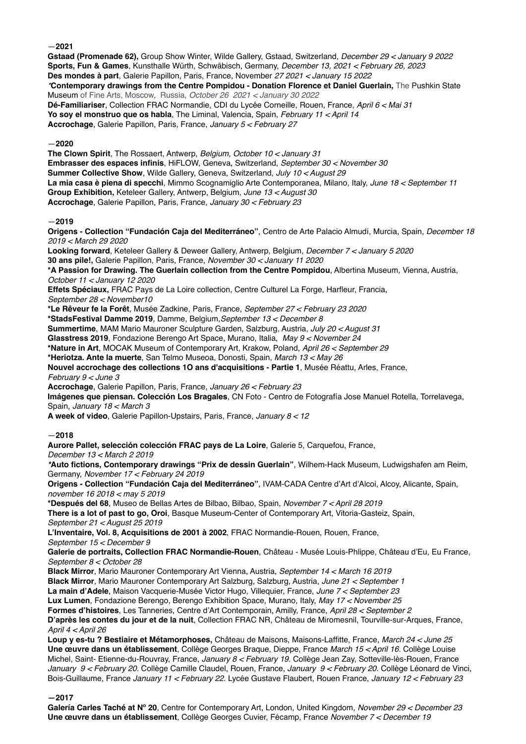—**2021**

**Gstaad (Promenade 62),** Group Show Winter, Wilde Gallery, Gstaad, Switzerland, *December 29 < January 9 2022*
**Sports, Fun & Games**, Kunsthalle Würth, Schwäbisch, Germany, *December 13, 2021 < February 26, 2023*
**Des mondes à part**, Galerie Papillon, Paris, France, November *27 2021 < January 15 2022*
*\*Contemporary drawings from the Centre Pompidou - Donation Florence et Daniel Guerlain,* The Pushkin State Museum of Fine Arts, Moscow, Russia, *October 26 2021 < January 30 2022*
**Dé-Familiariser**, Collection FRAC Normandie, CDI du Lycée Corneille, Rouen, France, *April 6 < Mai 31*
**Yo soy el monstruo que os habla**, The Liminal, Valencia, Spain, *February 11 < April 14*
**Accrochage**, Galerie Papillon, Paris, France, *January 5 < February 27*

—**2020**

**The Clown Spirit**, The Rossaert, Antwerp, *Belgium, October 10 < January 31*
**Embrasser des espaces infinis**, HiFLOW, Geneva, Switzerland, *September 30 < November 30*
**Summer Collective Show**, Wilde Gallery, Geneva, Switzerland, *July 10 < August 29*
**La mia casa è piena di specchi**, Mimmo Scognamiglio Arte Contemporanea, Milano, Italy, *June 18 < September 11*
**Group Exhibition,** Keteleer Gallery, Antwerp, Belgium, *June 13 < August 30*
**Accrochage**, Galerie Papillon, Paris, France, *January 30 < February 23*

—**2019**

**Origens - Collection "Fundación Caja del Mediterráneo"**, Centro de Arte Palacio Almudí, Murcia, Spain, *December 18 2019 < March 29 2020*
**Looking forward**, Keteleer Gallery & Deweer Gallery, Antwerp, Belgium, *December 7 < January 5 2020*
**30 ans pile!,** Galerie Papillon, Paris, France, *November 30 < January 11 2020*
**\*A Passion for Drawing. The Guerlain collection from the Centre Pompidou**, Albertina Museum, Vienna, Austria, *October 11 < January 12 2020*
**Effets Spéciaux,** FRAC Pays de La Loire collection, Centre Culturel La Forge, Harfleur, Francia, *September 28 < November10*
**\*Le Rêveur fe la Forêt**, Musée Zadkine, Paris, France, *September 27 < February 23 2020*
**\*StadsFestival Damme 2019**, Damme, Belgium,*September 13 < December 8*
**Summertime**, MAM Mario Mauroner Sculpture Garden, Salzburg, Austria, *July 20 < August 31*
**Glasstress 2019**, Fondazione Berengo Art Space, Murano, Italia, *May 9 < November 24*
**\*Nature in Art**, MOCAK Museum of Contemporary Art, Krakow, Poland, *April 26 < September 29*
**\*Heriotza. Ante la muerte**, San Telmo Museoa, Donosti, Spain, *March 13 < May 26*
**Nouvel accrochage des collections 1O ans d'acquisitions - Partie 1**, Musée Réattu, Arles, France, *February 9 < June 3*
**Accrochage**, Galerie Papillon, Paris, France, *January 26 < February 23*
**Imágenes que piensan. Colección Los Bragales**, CN Foto - Centro de Fotografía Jose Manuel Rotella, Torrelavega, Spain, *January 18 < March 3*
**A week of video**, Galerie Papillon-Upstairs, Paris, France, *January 8 < 12*

—**2018**

**Aurore Pallet, selección colección FRAC pays de La Loire**, Galerie 5, Carquefou, France, *December 13 < March 2 2019*
*\***Auto fictions, Contemporary drawings "Prix de dessin Guerlain"**, Wilhem-Hack Museum, Ludwigshafen am Reim, Germany, *November 17 < February 24 2019*
**Origens - Collection "Fundación Caja del Mediterráneo"**, IVAM-CADA Centre d'Art d'Alcoi, Alcoy, Alicante, Spain, *november 16 2018 < may 5 2019*
**\*Después del 68**, Museo de Bellas Artes de Bilbao, Bilbao, Spain, *November 7 < April 28 2019*
**There is a lot of past to go, Oroi**, Basque Museum-Center of Contemporary Art, Vitoria-Gasteiz, Spain, *September 21 < August 25 2019*
**L'Inventaire, Vol. 8, Acquisitions de 2001 à 2002**, FRAC Normandie-Rouen, Rouen, France, *September 15 < December 9*
**Galerie de portraits, Collection FRAC Normandie-Rouen**, Château - Musée Louis-Phlippe, Château d'Eu, Eu France, *September 8 < October 28*
**Black Mirror**, Mario Mauroner Contemporary Art Vienna, Austria, *September 14 < March 16 2019*
**Black Mirror**, Mario Mauroner Contemporary Art Salzburg, Salzburg, Austria, *June 21 < September 1*
**La main d'Adele**, Maison Vacquerie-Musée Victor Hugo, Villequier, France, *June 7 < September 23*
**Lux Lumen**, Fondazione Berengo, Berengo Exhibition Space, Murano, Italy, *May 17 < November 25*
**Formes d'histoires**, Les Tanneries, Centre d'Art Contemporain, Amilly, France, *April 28 < September 2*
**D'après les contes du jour et de la nuit**, Collection FRAC NR, Château de Miromesnil, Tourville-sur-Arques, France, *April 4 < April 26*
**Loup y es-tu ? Bestiaire et Métamorphoses,** Château de Maisons, Maisons-Laffitte, France, *March 24 < June 25*
**Une œuvre dans un établissement**, Collège Georges Braque, Dieppe, France *March 15 < April 16.* Collège Louise Michel, Saint- Etienne-du-Rouvray, France, *January 8 < February 19.* Collège Jean Zay, Sotteville-lès-Rouen, France *January 9 < February 20.* Collège Camille Claudel, Rouen, France, *January 9 < February 20.* Collège Léonard de Vinci, Bois-Guillaume, France *January 11 < February 22.* Lycée Gustave Flaubert, Rouen France, *January 12 < February 23*

**—2017**

**Galería Carles Taché at Nº 20**, Centre for Contemporary Art, London, United Kingdom, *November 29 < December 23*
**Une œuvre dans un établissement**, Collège Georges Cuvier, Fécamp, France *November 7 < December 19*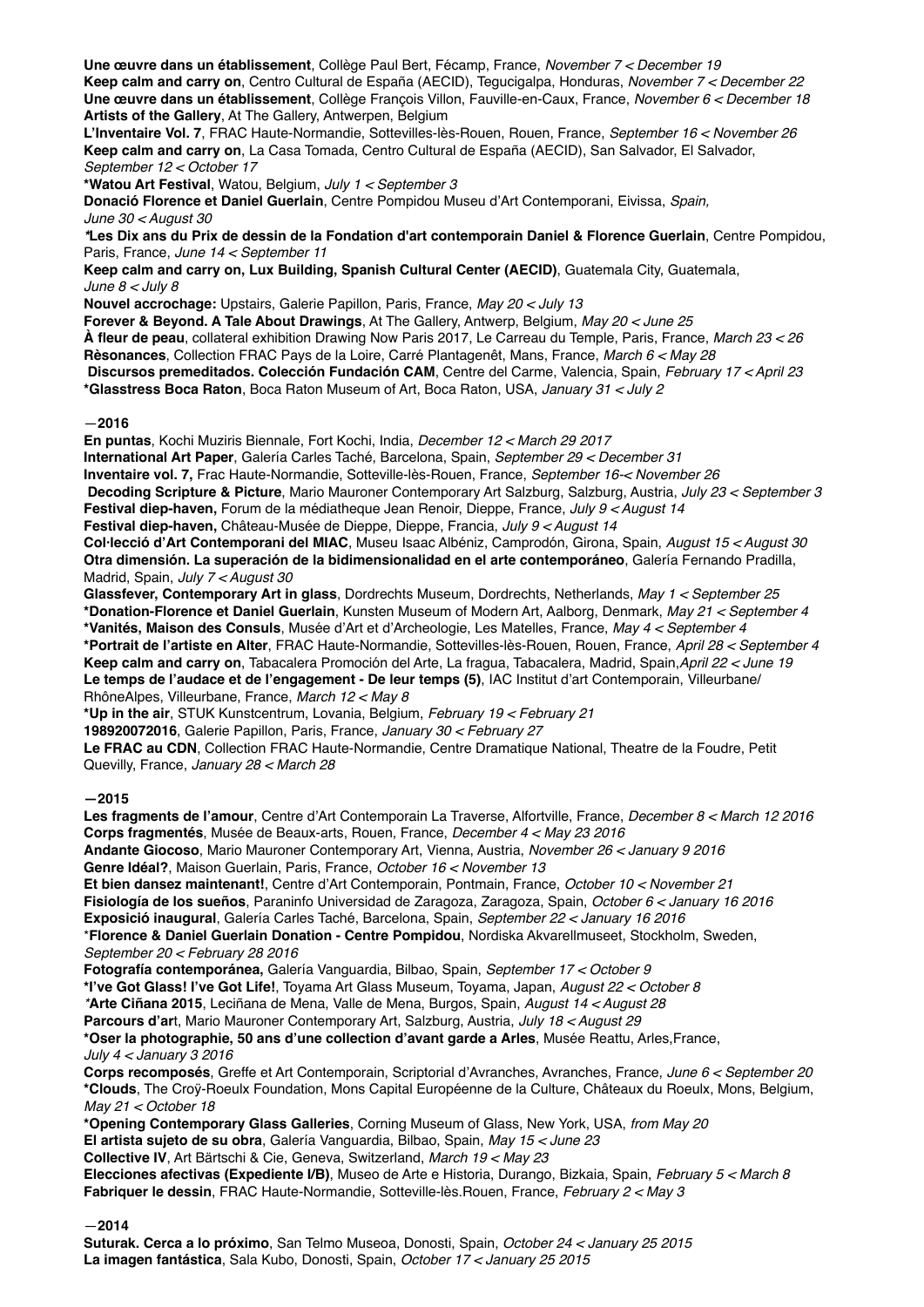**Une œuvre dans un établissement**, Collège Paul Bert, Fécamp, France, *November 7 < December 19*
**Keep calm and carry on**, Centro Cultural de España (AECID), Tegucigalpa, Honduras, *November 7 < December 22*
**Une œuvre dans un établissement**, Collège François Villon, Fauville-en-Caux, France, *November 6 < December 18*
**Artists of the Gallery**, At The Gallery, Antwerpen, Belgium
**L'Inventaire Vol. 7**, FRAC Haute-Normandie, Sottevilles-lès-Rouen, Rouen, France, *September 16 < November 26*
**Keep calm and carry on**, La Casa Tomada, Centro Cultural de España (AECID), San Salvador, El Salvador, *September 12 < October 17*
**\*Watou Art Festival**, Watou, Belgium, *July 1 < September 3*
**Donació Florence et Daniel Guerlain**, Centre Pompidou Museu d'Art Contemporani, Eivissa, *Spain, June 30 < August 30*
*\****Les Dix ans du Prix de dessin de la Fondation d'art contemporain Daniel & Florence Guerlain**, Centre Pompidou, Paris, France, *June 14 < September 11*
**Keep calm and carry on, Lux Building, Spanish Cultural Center (AECID)**, Guatemala City, Guatemala, *June 8 < July 8*
**Nouvel accrochage:** Upstairs, Galerie Papillon, Paris, France, *May 20 < July 13*
**Forever & Beyond. A Tale About Drawings**, At The Gallery, Antwerp, Belgium, *May 20 < June 25*
**À fleur de peau**, collateral exhibition Drawing Now Paris 2017, Le Carreau du Temple, Paris, France, *March 23 < 26*
**Rèsonances**, Collection FRAC Pays de la Loire, Carré Plantagenêt, Mans, France, *March 6 < May 28*
**Discursos premeditados. Colección Fundación CAM**, Centre del Carme, Valencia, Spain, *February 17 < April 23*
**\*Glasstress Boca Raton**, Boca Raton Museum of Art, Boca Raton, USA, *January 31 < July 2*

**—2016**

**En puntas**, Kochi Muziris Biennale, Fort Kochi, India, *December 12 < March 29 2017*
**International Art Paper**, Galería Carles Taché, Barcelona, Spain, *September 29 < December 31*
**Inventaire vol. 7,** Frac Haute-Normandie, Sotteville-lès-Rouen, France, *September 16-< November 26*
**Decoding Scripture & Picture**, Mario Mauroner Contemporary Art Salzburg, Salzburg, Austria, *July 23 < September 3*
**Festival diep-haven,** Forum de la médiatheque Jean Renoir, Dieppe, France, *July 9 < August 14*
**Festival diep-haven,** Château-Musée de Dieppe, Dieppe, Francia, *July 9 < August 14*
**Col·lecció d'Art Contemporani del MIAC**, Museu Isaac Albéniz, Camprodón, Girona, Spain, *August 15 < August 30*
**Otra dimensión. La superación de la bidimensionalidad en el arte contemporáneo**, Galería Fernando Pradilla, Madrid, Spain, *July 7 < August 30*
**Glassfever, Contemporary Art in glass**, Dordrechts Museum, Dordrechts, Netherlands, *May 1 < September 25*
**\*Donation-Florence et Daniel Guerlain**, Kunsten Museum of Modern Art, Aalborg, Denmark, *May 21 < September 4*
**\*Vanités, Maison des Consuls**, Musée d'Art et d'Archeologie, Les Matelles, France, *May 4 < September 4*
**\*Portrait de l'artiste en Alter**, FRAC Haute-Normandie, Sottevilles-lès-Rouen, Rouen, France, *April 28 < September 4*
**Keep calm and carry on**, Tabacalera Promoción del Arte, La fragua, Tabacalera, Madrid, Spain,*April 22 < June 19*
**Le temps de l'audace et de l'engagement - De leur temps (5)**, IAC Institut d'art Contemporain, Villeurbane/ RhôneAlpes, Villeurbane, France, *March 12 < May 8*
**\*Up in the air**, STUK Kunstcentrum, Lovania, Belgium, *February 19 < February 21*
**198920072016**, Galerie Papillon, Paris, France, *January 30 < February 27*
**Le FRAC au CDN**, Collection FRAC Haute-Normandie, Centre Dramatique National, Theatre de la Foudre, Petit Quevilly, France, *January 28 < March 28*

**—2015**

**Les fragments de l'amour**, Centre d'Art Contemporain La Traverse, Alfortville, France, *December 8 < March 12 2016*
**Corps fragmentés**, Musée de Beaux-arts, Rouen, France, *December 4 < May 23 2016*
**Andante Giocoso**, Mario Mauroner Contemporary Art, Vienna, Austria, *November 26 < January 9 2016*
**Genre Idéal?**, Maison Guerlain, Paris, France, *October 16 < November 13*
**Et bien dansez maintenant!**, Centre d'Art Contemporain, Pontmain, France, *October 10 < November 21*
**Fisiología de los sueños**, Paraninfo Universidad de Zaragoza, Zaragoza, Spain, *October 6 < January 16 2016*
**Exposició inaugural**, Galería Carles Taché, Barcelona, Spain, *September 22 < January 16 2016*
\***Florence & Daniel Guerlain Donation - Centre Pompidou**, Nordiska Akvarellmuseet, Stockholm, Sweden, *September 20 < February 28 2016*
**Fotografía contemporánea,** Galería Vanguardia, Bilbao, Spain, *September 17 < October 9*
**\*I've Got Glass! I've Got Life!**, Toyama Art Glass Museum, Toyama, Japan, *August 22 < October 8*
*\****Arte Ciñana 2015**, Leciñana de Mena, Valle de Mena, Burgos, Spain, *August 14 < August 28*
**Parcours d'ar**t, Mario Mauroner Contemporary Art, Salzburg, Austria, *July 18 < August 29*
**\*Oser la photographie, 50 ans d'une collection d'avant garde a Arles**, Musée Reattu, Arles,France, *July 4 < January 3 2016*
**Corps recomposés**, Greffe et Art Contemporain, Scriptorial d'Avranches, Avranches, France, *June 6 < September 20*
**\*Clouds**, The Croÿ-Roeulx Foundation, Mons Capital Européenne de la Culture, Châteaux du Roeulx, Mons, Belgium, *May 21 < October 18*
**\*Opening Contemporary Glass Galleries**, Corning Museum of Glass, New York, USA, *from May 20*
**El artista sujeto de su obra**, Galería Vanguardia, Bilbao, Spain, *May 15 < June 23*
**Collective IV**, Art Bärtschi & Cie, Geneva, Switzerland, *March 19 < May 23*
**Elecciones afectivas (Expediente I/B)**, Museo de Arte e Historia, Durango, Bizkaia, Spain, *February 5 < March 8*
**Fabriquer le dessin**, FRAC Haute-Normandie, Sotteville-lès.Rouen, France, *February 2 < May 3*

**—2014**

**Suturak. Cerca a lo próximo**, San Telmo Museoa, Donosti, Spain, *October 24 < January 25 2015*
**La imagen fantástica**, Sala Kubo, Donosti, Spain, *October 17 < January 25 2015*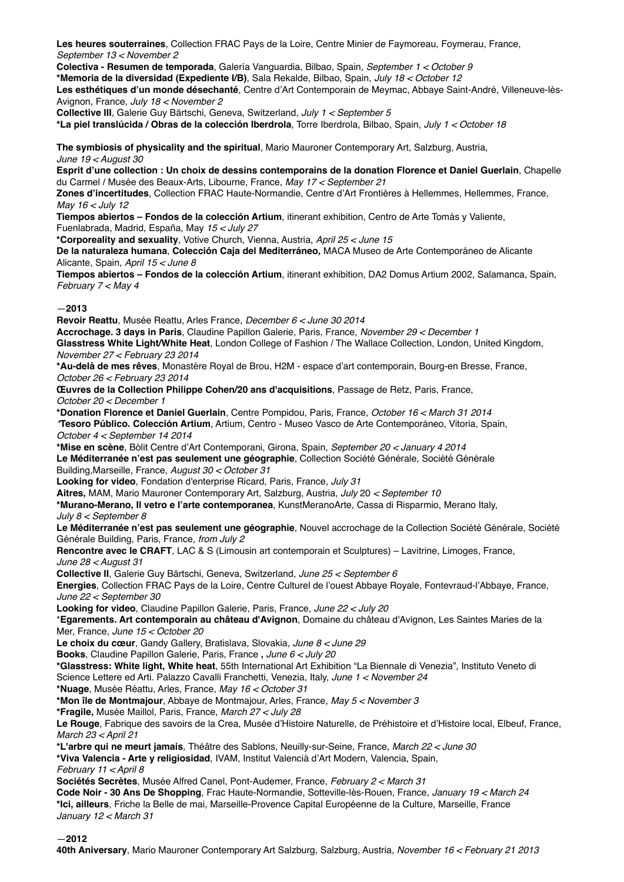**Les heures souterraines**, Collection FRAC Pays de la Loire, Centre Minier de Faymoreau, Foymerau, France, *September 13 < November 2*
**Colectiva - Resumen de temporada**, Galería Vanguardia, Bilbao, Spain, *September 1 < October 9*
**\*Memoria de la diversidad (Expediente I/B)**, Sala Rekalde, Bilbao, Spain, *July 18 < October 12*
**Les esthétiques d'un monde désechanté**, Centre d'Art Contemporain de Meymac, Abbaye Saint-André, Villeneuve-lès-Avignon, France, *July 18 < November 2*
**Collective III**, Galerie Guy Bärtschi, Geneva, Switzerland, *July 1 < September 5*
**\*La piel translúcida / Obras de la colección Iberdrola**, Torre Iberdrola, Bilbao, Spain, *July 1 < October 18*

**The symbiosis of physicality and the spiritual**, Mario Mauroner Contemporary Art, Salzburg, Austria, *June 19 < August 30*
**Esprit d'une collection : Un choix de dessins contemporains de la donation Florence et Daniel Guerlain**, Chapelle du Carmel / Musée des Beaux-Arts, Libourne, France, *May 17 < September 21*
**Zones d'incertitudes**, Collection FRAC Haute-Normandie, Centre d'Art Frontières à Hellemmes, Hellemmes, France, *May 16 < July 12*
**Tiempos abiertos – Fondos de la colección Artium**, itinerant exhibition, Centro de Arte Tomás y Valiente, Fuenlabrada, Madrid, España, May *15 < July 27*
**\*Corporeality and sexuality**, Votive Church, Vienna, Austria, *April 25 < June 15*
**De la naturaleza humana**, **Colección Caja del Mediterráneo***,* MACA Museo de Arte Contemporáneo de Alicante Alicante, Spain, *April 15 < June 8*
**Tiempos abiertos – Fondos de la colección Artium**, itinerant exhibition, DA2 Domus Artium 2002, Salamanca, Spain, *February 7 < May 4*

## —2013

**Revoir Reattu**, Musée Reattu, Arles France, *December 6 < June 30 2014*
**Accrochage. 3 days in Paris**, Claudine Papillon Galerie, Paris, France, *November 29 < December 1*
**Glasstress White Light/White Heat**, London College of Fashion / The Wallace Collection, London, United Kingdom, *November 27 < February 23 2014*
**\*Au-delà de mes rêves**, Monastère Royal de Brou, H2M - espace d'art contemporain, Bourg-en Bresse, France, *October 26 < February 23 2014*
**Œuvres de la Collection Philippe Cohen/20 ans d'acquisitions**, Passage de Retz, Paris, France, *October 20 < December 1*
**\*Donation Florence et Daniel Guerlain**, Centre Pompidou, Paris, France, *October 16 < March 31 2014*
*\****Tesoro Público. Colección Artium**, Artium, Centro - Museo Vasco de Arte Contemporáneo, Vitoria, Spain, *October 4 < September 14 2014*
**\*Mise en scène**, Bòlit Centre d'Art Contemporani, Girona, Spain, *September 20 < January 4 2014*
**Le Méditerranée n'est pas seulement une géographie**, Collection Société Générale, Société Générale Building,Marseille, France, *August 30 < October 31*
**Looking for video**, Fondation d'enterprise Ricard, Paris, France, *July 31*
**Aitres,** MAM, Mario Mauroner Contemporary Art, Salzburg, Austria, *July* 20 *< September 10*
**\*Murano-Merano, Il vetro e l'arte contemporanea**, KunstMeranoArte, Cassa di Risparmio, Merano Italy, *July 8 < September 8*
**Le Méditerranée n'est pas seulement une géographie**, Nouvel accrochage de la Collection Société Générale, Société Générale Building, Paris, France, *from July 2*
**Rencontre avec le CRAFT**, LAC & S (Limousin art contemporain et Sculptures) – Lavitrine, Limoges, France, *June 28 < August 31*
**Collective II**, Galerie Guy Bärtschi, Geneva, Switzerland, *June 25 < September 6*
**Energies**, Collection FRAC Pays de la Loire, Centre Culturel de l'ouest Abbaye Royale, Fontevraud-l'Abbaye, France, *June 22 < September 30*
**Looking for video**, Claudine Papillon Galerie, Paris, France, *June 22 < July 20*
\***Egarements. Art contemporain au château d'Avignon**, Domaine du château d'Avignon, Les Saintes Maries de la Mer, France, *June 15 < October 20*
**Le choix du cœur**, Gandy Gallery, Bratislava, Slovakia, *June 8 < June 29*
**Books**, Claudine Papillon Galerie, Paris, France **,** *June 6 < July 20*
**\*Glasstress: White light, White heat**, 55th International Art Exhibition "La Biennale di Venezia", Instituto Veneto di Science Lettere ed Arti. Palazzo Cavalli Franchetti, Venezia, Italy, *June 1 < November 24*
**\*Nuage**, Musée Réattu, Arles, France, *May 16 < October 31*
**\*Mon île de Montmajour**, Abbaye de Montmajour, Arles, France, *May 5 < November 3*
**\*Fragile,** Musée Maillol, Paris, France, *March 27 < July 28*
**Le Rouge**, Fabrique des savoirs de la Crea, Musée d'Histoire Naturelle, de Préhistoire et d'Histoire local, Elbeuf, France, *March 23 < April 21*
**\*L'arbre qui ne meurt jamais**, Théâtre des Sablons, Neuilly-sur-Seine, France, *March 22 < June 30*
**\*Viva Valencia - Arte y religiosidad**, IVAM, Institut Valencià d'Art Modern, Valencia, Spain, *February 11 < April 8*
**Sociétés Secrètes**, Musée Alfred Canel, Pont-Audemer, France, *February 2 < March 31*
**Code Noir - 30 Ans De Shopping**, Frac Haute-Normandie, Sotteville-lès-Rouen, France, *January 19 < March 24*
**\*Ici, ailleurs**, Friche la Belle de mai, Marseille-Provence Capital Européenne de la Culture, Marseille, France *January 12 < March 31*

## —2012

**40th Aniversary**, Mario Mauroner Contemporary Art Salzburg, Salzburg, Austria, *November 16 < February 21 2013*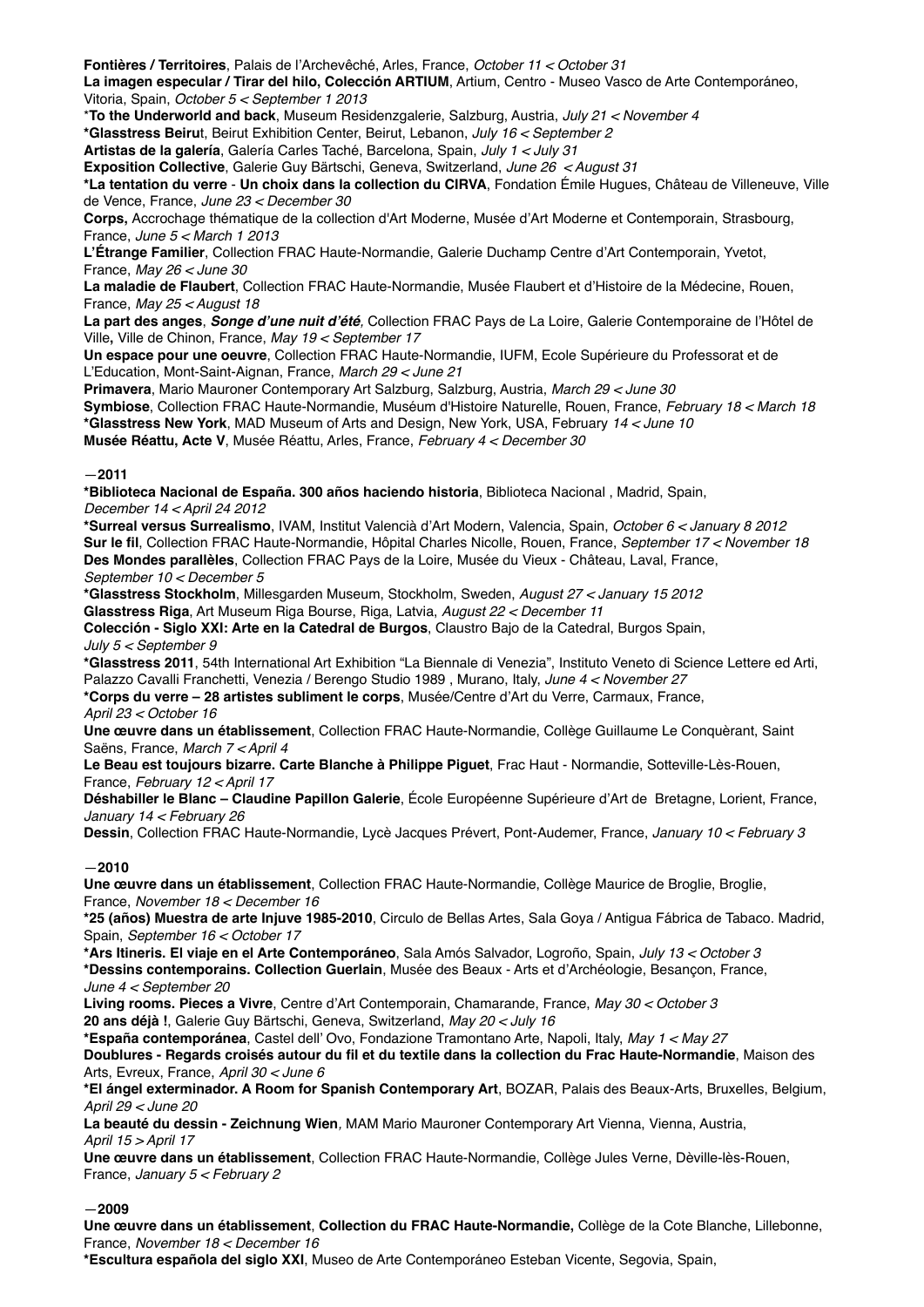**Fontières / Territoires**, Palais de l'Archevêché, Arles, France, *October 11 < October 31*
**La imagen especular / Tirar del hilo, Colección ARTIUM**, Artium, Centro - Museo Vasco de Arte Contemporáneo, Vitoria, Spain, *October 5 < September 1 2013*
***To the Underworld and back**, Museum Residenzgalerie, Salzburg, Austria, *July 21 < November 4*
***Glasstress Beiru**t, Beirut Exhibition Center, Beirut, Lebanon, *July 16 < September 2*
**Artistas de la galería**, Galería Carles Taché, Barcelona, Spain, *July 1 < July 31*
**Exposition Collective**, Galerie Guy Bärtschi, Geneva, Switzerland, *June 26 < August 31*
***La tentation du verre** - **Un choix dans la collection du CIRVA**, Fondation Émile Hugues, Château de Villeneuve, Ville de Vence, France, *June 23 < December 30*
**Corps,** Accrochage thématique de la collection d'Art Moderne, Musée d'Art Moderne et Contemporain, Strasbourg, France, *June 5 < March 1 2013*
**L'Étrange Familier**, Collection FRAC Haute-Normandie, Galerie Duchamp Centre d'Art Contemporain, Yvetot, France, *May 26 < June 30*
**La maladie de Flaubert**, Collection FRAC Haute-Normandie, Musée Flaubert et d'Histoire de la Médecine, Rouen, France, *May 25 < August 18*
**La part des anges**, ***Songe d'une nuit d'été***, Collection FRAC Pays de La Loire, Galerie Contemporaine de l'Hôtel de Ville**,** Ville de Chinon, France, *May 19 < September 17*
**Un espace pour une oeuvre**, Collection FRAC Haute-Normandie, IUFM, Ecole Supérieure du Professorat et de L'Education, Mont-Saint-Aignan, France, *March 29 < June 21*
**Primavera**, Mario Mauroner Contemporary Art Salzburg, Salzburg, Austria, *March 29 < June 30*
**Symbiose**, Collection FRAC Haute-Normandie, Muséum d'Histoire Naturelle, Rouen, France, *February 18 < March 18*
***Glasstress New York**, MAD Museum of Arts and Design, New York, USA, February *14 < June 10*
**Musée Réattu, Acte V**, Musée Réattu, Arles, France, *February 4 < December 30*

**—2011**

***Biblioteca Nacional de España. 300 años haciendo historia**, Biblioteca Nacional , Madrid, Spain, *December 14 < April 24 2012*
***Surreal versus Surrealismo**, IVAM, Institut Valencià d'Art Modern, Valencia, Spain, *October 6 < January 8 2012*
**Sur le fil**, Collection FRAC Haute-Normandie, Hôpital Charles Nicolle, Rouen, France, *September 17 < November 18*
**Des Mondes parallèles**, Collection FRAC Pays de la Loire, Musée du Vieux - Château, Laval, France, *September 10 < December 5*
***Glasstress Stockholm**, Millesgarden Museum, Stockholm, Sweden, *August 27 < January 15 2012*
**Glasstress Riga**, Art Museum Riga Bourse, Riga, Latvia, *August 22 < December 11*
**Colección - Siglo XXI: Arte en la Catedral de Burgos**, Claustro Bajo de la Catedral, Burgos Spain, *July 5 < September 9*
***Glasstress 2011**, 54th International Art Exhibition "La Biennale di Venezia", Instituto Veneto di Science Lettere ed Arti, Palazzo Cavalli Franchetti, Venezia / Berengo Studio 1989 , Murano, Italy, *June 4 < November 27*
***Corps du verre – 28 artistes subliment le corps**, Musée/Centre d'Art du Verre, Carmaux, France, *April 23 < October 16*
**Une œuvre dans un établissement**, Collection FRAC Haute-Normandie, Collège Guillaume Le Conquèrant, Saint Saëns, France, *March 7 < April 4*
**Le Beau est toujours bizarre. Carte Blanche à Philippe Piguet**, Frac Haut - Normandie, Sotteville-Lès-Rouen, France, *February 12 < April 17*
**Déshabiller le Blanc – Claudine Papillon Galerie**, École Européenne Supérieure d'Art de Bretagne, Lorient, France, *January 14 < February 26*
**Dessin**, Collection FRAC Haute-Normandie, Lycè Jacques Prévert, Pont-Audemer, France, *January 10 < February 3*

**—2010**

**Une œuvre dans un établissement**, Collection FRAC Haute-Normandie, Collège Maurice de Broglie, Broglie, France, *November 18 < December 16*
***25 (años) Muestra de arte Injuve 1985-2010**, Circulo de Bellas Artes, Sala Goya / Antigua Fábrica de Tabaco. Madrid, Spain, *September 16 < October 17*
***Ars Itineris. El viaje en el Arte Contemporáneo**, Sala Amós Salvador, Logroño, Spain, *July 13 < October 3*
***Dessins contemporains. Collection Guerlain**, Musée des Beaux - Arts et d'Archéologie, Besançon, France, *June 4 < September 20*
**Living rooms. Pieces a Vivre**, Centre d'Art Contemporain, Chamarande, France, *May 30 < October 3*
**20 ans déjà !**, Galerie Guy Bärtschi, Geneva, Switzerland, *May 20 < July 16*
***España contemporánea**, Castel dell' Ovo, Fondazione Tramontano Arte, Napoli, Italy, *May 1 < May 27*
**Doublures - Regards croisés autour du fil et du textile dans la collection du Frac Haute-Normandie**, Maison des Arts, Evreux, France, *April 30 < June 6*
***El ángel exterminador. A Room for Spanish Contemporary Art**, BOZAR, Palais des Beaux-Arts, Bruxelles, Belgium, *April 29 < June 20*
**La beauté du dessin - Zeichnung Wien***,* MAM Mario Mauroner Contemporary Art Vienna, Vienna, Austria, *April 15 > April 17*
**Une œuvre dans un établissement**, Collection FRAC Haute-Normandie, Collège Jules Verne, Dèville-lès-Rouen, France, *January 5 < February 2*

**—2009**

**Une œuvre dans un établissement**, **Collection du FRAC Haute-Normandie,** Collège de la Cote Blanche, Lillebonne, France, *November 18 < December 16*
***Escultura española del siglo XXI**, Museo de Arte Contemporáneo Esteban Vicente, Segovia, Spain,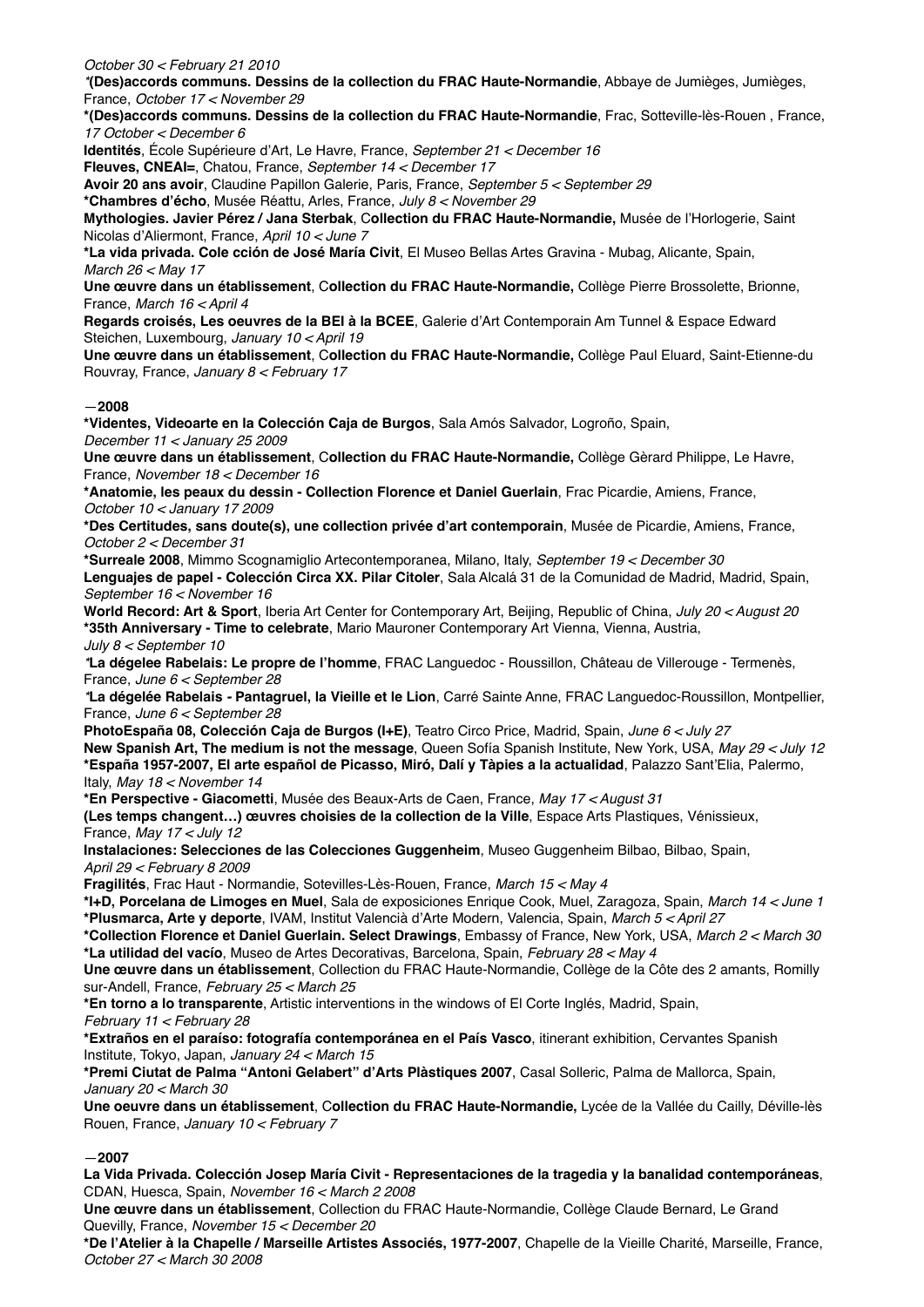*October 30 < February 21 2010*

***(Des)accords communs. Dessins de la collection du FRAC Haute-Normandie**, Abbaye de Jumièges, Jumièges, France, *October 17 < November 29*

***(Des)accords communs. Dessins de la collection du FRAC Haute-Normandie**, Frac, Sotteville-lès-Rouen , France, *17 October < December 6*

**Identités**, École Supérieure d'Art, Le Havre, France, *September 21 < December 16*

**Fleuves, CNEAI=**, Chatou, France, *September 14 < December 17*

**Avoir 20 ans avoir**, Claudine Papillon Galerie, Paris, France, *September 5 < September 29*

***Chambres d'écho**, Musée Réattu, Arles, France, *July 8 < November 29*

**Mythologies. Javier Pérez / Jana Sterbak**, C**ollection du FRAC Haute-Normandie,** Musée de l'Horlogerie, Saint Nicolas d'Aliermont, France, *April 10 < June 7*

***La vida privada. Cole cción de José María Civit**, El Museo Bellas Artes Gravina - Mubag, Alicante, Spain, *March 26 < May 17*

**Une œuvre dans un établissement**, C**ollection du FRAC Haute-Normandie,** Collège Pierre Brossolette, Brionne, France, *March 16 < April 4*

**Regards croisés, Les oeuvres de la BEI à la BCEE**, Galerie d'Art Contemporain Am Tunnel & Espace Edward Steichen, Luxembourg, *January 10 < April 19*

**Une œuvre dans un établissement**, C**ollection du FRAC Haute-Normandie,** Collège Paul Eluard, Saint-Etienne-du Rouvray, France, *January 8 < February 17*

**—2008**

***Videntes, Videoarte en la Colección Caja de Burgos**, Sala Amós Salvador, Logroño, Spain, *December 11 < January 25 2009*

**Une œuvre dans un établissement**, C**ollection du FRAC Haute-Normandie,** Collège Gèrard Philippe, Le Havre, France, *November 18 < December 16*

***Anatomie, les peaux du dessin - Collection Florence et Daniel Guerlain**, Frac Picardie, Amiens, France, *October 10 < January 17 2009*

***Des Certitudes, sans doute(s), une collection privée d'art contemporain**, Musée de Picardie, Amiens, France, *October 2 < December 31*

***Surreale 2008**, Mimmo Scognamiglio Artecontemporanea, Milano, Italy, *September 19 < December 30*

**Lenguajes de papel - Colección Circa XX. Pilar Citoler**, Sala Alcalá 31 de la Comunidad de Madrid, Madrid, Spain, *September 16 < November 16*

**World Record: Art & Sport**, Iberia Art Center for Contemporary Art, Beijing, Republic of China, *July 20 < August 20*

***35th Anniversary - Time to celebrate**, Mario Mauroner Contemporary Art Vienna, Vienna, Austria, *July 8 < September 10*

***La dégelee Rabelais: Le propre de l'homme**, FRAC Languedoc - Roussillon, Château de Villerouge - Termenès, France, *June 6 < September 28*

***La dégelée Rabelais - Pantagruel, la Vieille et le Lion**, Carré Sainte Anne, FRAC Languedoc-Roussillon, Montpellier, France, *June 6 < September 28*

**PhotoEspaña 08, Colección Caja de Burgos (I+E)**, Teatro Circo Price, Madrid, Spain, *June 6 < July 27*

**New Spanish Art, The medium is not the message**, Queen Sofía Spanish Institute, New York, USA, *May 29 < July 12*

***España 1957-2007, El arte español de Picasso, Miró, Dalí y Tàpies a la actualidad**, Palazzo Sant'Elia, Palermo, Italy, *May 18 < November 14*

***En Perspective - Giacometti**, Musée des Beaux-Arts de Caen, France, *May 17 < August 31*

**(Les temps changent…) œuvres choisies de la collection de la Ville**, Espace Arts Plastiques, Vénissieux, France, *May 17 < July 12*

**Instalaciones: Selecciones de las Colecciones Guggenheim**, Museo Guggenheim Bilbao, Bilbao, Spain, *April 29 < February 8 2009*

**Fragilités**, Frac Haut - Normandie, Sotevilles-Lès-Rouen, France, *March 15 < May 4*

***I+D, Porcelana de Limoges en Muel**, Sala de exposiciones Enrique Cook, Muel, Zaragoza, Spain, *March 14 < June 1*

***Plusmarca, Arte y deporte**, IVAM, Institut Valencià d'Arte Modern, Valencia, Spain, *March 5 < April 27*

***Collection Florence et Daniel Guerlain. Select Drawings**, Embassy of France, New York, USA, *March 2 < March 30*

***La utilidad del vacío**, Museo de Artes Decorativas, Barcelona, Spain, *February 28 < May 4*

**Une œuvre dans un établissement**, Collection du FRAC Haute-Normandie, Collège de la Côte des 2 amants, Romilly sur-Andell, France, *February 25 < March 25*

***En torno a lo transparente**, Artistic interventions in the windows of El Corte Inglés, Madrid, Spain, *February 11 < February 28*

***Extraños en el paraíso: fotografía contemporánea en el País Vasco**, itinerant exhibition, Cervantes Spanish Institute, Tokyo, Japan, *January 24 < March 15*

***Premi Ciutat de Palma "Antoni Gelabert" d'Arts Plàstiques 2007**, Casal Solleric, Palma de Mallorca, Spain, *January 20 < March 30*

**Une oeuvre dans un établissement**, C**ollection du FRAC Haute-Normandie,** Lycée de la Vallée du Cailly, Déville-lès Rouen, France, *January 10 < February 7*

**—2007**

**La Vida Privada. Colección Josep María Civit - Representaciones de la tragedia y la banalidad contemporáneas**, CDAN, Huesca, Spain, *November 16 < March 2 2008*

**Une œuvre dans un établissement**, Collection du FRAC Haute-Normandie, Collège Claude Bernard, Le Grand Quevilly, France, *November 15 < December 20*

***De l'Atelier à la Chapelle / Marseille Artistes Associés, 1977-2007**, Chapelle de la Vieille Charité, Marseille, France, *October 27 < March 30 2008*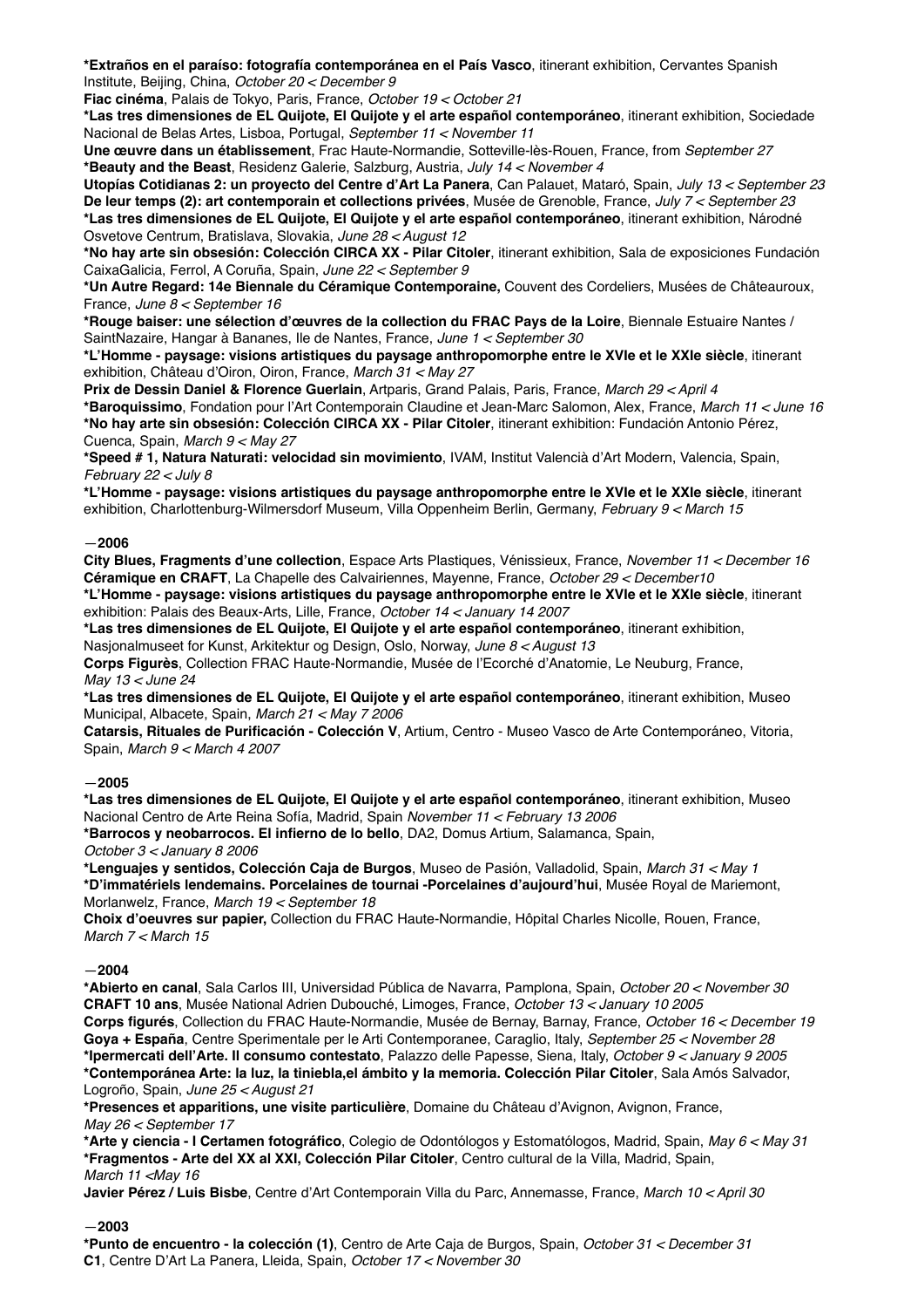**\*Extraños en el paraíso: fotografía contemporánea en el País Vasco**, itinerant exhibition, Cervantes Spanish Institute, Beijing, China, *October 20 < December 9*
**Fiac cinéma**, Palais de Tokyo, Paris, France, *October 19 < October 21*
**\*Las tres dimensiones de EL Quijote, El Quijote y el arte español contemporáneo**, itinerant exhibition, Sociedade Nacional de Belas Artes, Lisboa, Portugal, *September 11 < November 11*
**Une œuvre dans un établissement**, Frac Haute-Normandie, Sotteville-lès-Rouen, France, from *September 27*
**\*Beauty and the Beast**, Residenz Galerie, Salzburg, Austria, *July 14 < November 4*
**Utopías Cotidianas 2: un proyecto del Centre d'Art La Panera**, Can Palauet, Mataró, Spain, *July 13 < September 23*
**De leur temps (2): art contemporain et collections privées**, Musée de Grenoble, France, *July 7 < September 23*
**\*Las tres dimensiones de EL Quijote, El Quijote y el arte español contemporáneo**, itinerant exhibition, Národné Osvetove Centrum, Bratislava, Slovakia, *June 28 < August 12*
**\*No hay arte sin obsesión: Colección CIRCA XX - Pilar Citoler**, itinerant exhibition, Sala de exposiciones Fundación CaixaGalicia, Ferrol, A Coruña, Spain, *June 22 < September 9*
**\*Un Autre Regard: 14e Biennale du Céramique Contemporaine,** Couvent des Cordeliers, Musées de Châteauroux, France, *June 8 < September 16*
**\*Rouge baiser: une sélection d'œuvres de la collection du FRAC Pays de la Loire**, Biennale Estuaire Nantes / SaintNazaire, Hangar à Bananes, Ile de Nantes, France, *June 1 < September 30*
**\*L'Homme - paysage: visions artistiques du paysage anthropomorphe entre le XVIe et le XXIe siècle**, itinerant exhibition, Château d'Oiron, Oiron, France, *March 31 < May 27*
**Prix de Dessin Daniel & Florence Guerlain**, Artparis, Grand Palais, Paris, France, *March 29 < April 4*
**\*Baroquissimo**, Fondation pour l'Art Contemporain Claudine et Jean-Marc Salomon, Alex, France, *March 11 < June 16*
**\*No hay arte sin obsesión: Colección CIRCA XX - Pilar Citoler**, itinerant exhibition: Fundación Antonio Pérez, Cuenca, Spain, *March 9 < May 27*
**\*Speed # 1, Natura Naturati: velocidad sin movimiento**, IVAM, Institut Valencià d'Art Modern, Valencia, Spain, *February 22 < July 8*
**\*L'Homme - paysage: visions artistiques du paysage anthropomorphe entre le XVIe et le XXIe siècle**, itinerant exhibition, Charlottenburg-Wilmersdorf Museum, Villa Oppenheim Berlin, Germany, *February 9 < March 15*

**—2006**

**City Blues, Fragments d'une collection**, Espace Arts Plastiques, Vénissieux, France, *November 11 < December 16*
**Céramique en CRAFT**, La Chapelle des Calvairiennes, Mayenne, France, *October 29 < December10*
**\*L'Homme - paysage: visions artistiques du paysage anthropomorphe entre le XVIe et le XXIe siècle**, itinerant exhibition: Palais des Beaux-Arts, Lille, France, *October 14 < January 14 2007*
**\*Las tres dimensiones de EL Quijote, El Quijote y el arte español contemporáneo**, itinerant exhibition, Nasjonalmuseet for Kunst, Arkitektur og Design, Oslo, Norway, *June 8 < August 13*
**Corps Figurès**, Collection FRAC Haute-Normandie, Musée de l'Ecorché d'Anatomie, Le Neuburg, France, *May 13 < June 24*
**\*Las tres dimensiones de EL Quijote, El Quijote y el arte español contemporáneo**, itinerant exhibition, Museo Municipal, Albacete, Spain, *March 21 < May 7 2006*
**Catarsis, Rituales de Purificación - Colección V**, Artium, Centro - Museo Vasco de Arte Contemporáneo, Vitoria, Spain, *March 9 < March 4 2007*

**—2005**

**\*Las tres dimensiones de EL Quijote, El Quijote y el arte español contemporáneo**, itinerant exhibition, Museo Nacional Centro de Arte Reina Sofía, Madrid, Spain *November 11 < February 13 2006*
**\*Barrocos y neobarrocos. El infierno de lo bello**, DA2, Domus Artium, Salamanca, Spain, *October 3 < January 8 2006*
**\*Lenguajes y sentidos, Colección Caja de Burgos**, Museo de Pasión, Valladolid, Spain, *March 31 < May 1*
**\*D'immatériels lendemains. Porcelaines de tournai -Porcelaines d'aujourd'hui**, Musée Royal de Mariemont, Morlanwelz, France, *March 19 < September 18*
**Choix d'oeuvres sur papier,** Collection du FRAC Haute-Normandie, Hôpital Charles Nicolle, Rouen, France, *March 7 < March 15*

**—2004**

**\*Abierto en canal**, Sala Carlos III, Universidad Pública de Navarra, Pamplona, Spain, *October 20 < November 30*
**CRAFT 10 ans**, Musée National Adrien Dubouché, Limoges, France, *October 13 < January 10 2005*
**Corps figurés**, Collection du FRAC Haute-Normandie, Musée de Bernay, Barnay, France, *October 16 < December 19*
**Goya + España**, Centre Sperimentale per le Arti Contemporanee, Caraglio, Italy, *September 25 < November 28*
**\*Ipermercati dell'Arte. Il consumo contestato**, Palazzo delle Papesse, Siena, Italy, *October 9 < January 9 2005*
**\*Contemporánea Arte: la luz, la tiniebla,el ámbito y la memoria. Colección Pilar Citoler**, Sala Amós Salvador, Logroño, Spain, *June 25 < August 21*
**\*Presences et apparitions, une visite particulière**, Domaine du Château d'Avignon, Avignon, France, *May 26 < September 17*
**\*Arte y ciencia - I Certamen fotográfico**, Colegio de Odontólogos y Estomatólogos, Madrid, Spain, *May 6 < May 31*
**\*Fragmentos - Arte del XX al XXI, Colección Pilar Citoler**, Centro cultural de la Villa, Madrid, Spain, *March 11 <May 16*
**Javier Pérez / Luis Bisbe**, Centre d'Art Contemporain Villa du Parc, Annemasse, France, *March 10 < April 30*

**—2003**

**\*Punto de encuentro - la colección (1)**, Centro de Arte Caja de Burgos, Spain, *October 31 < December 31*
**C1**, Centre D'Art La Panera, Lleida, Spain, *October 17 < November 30*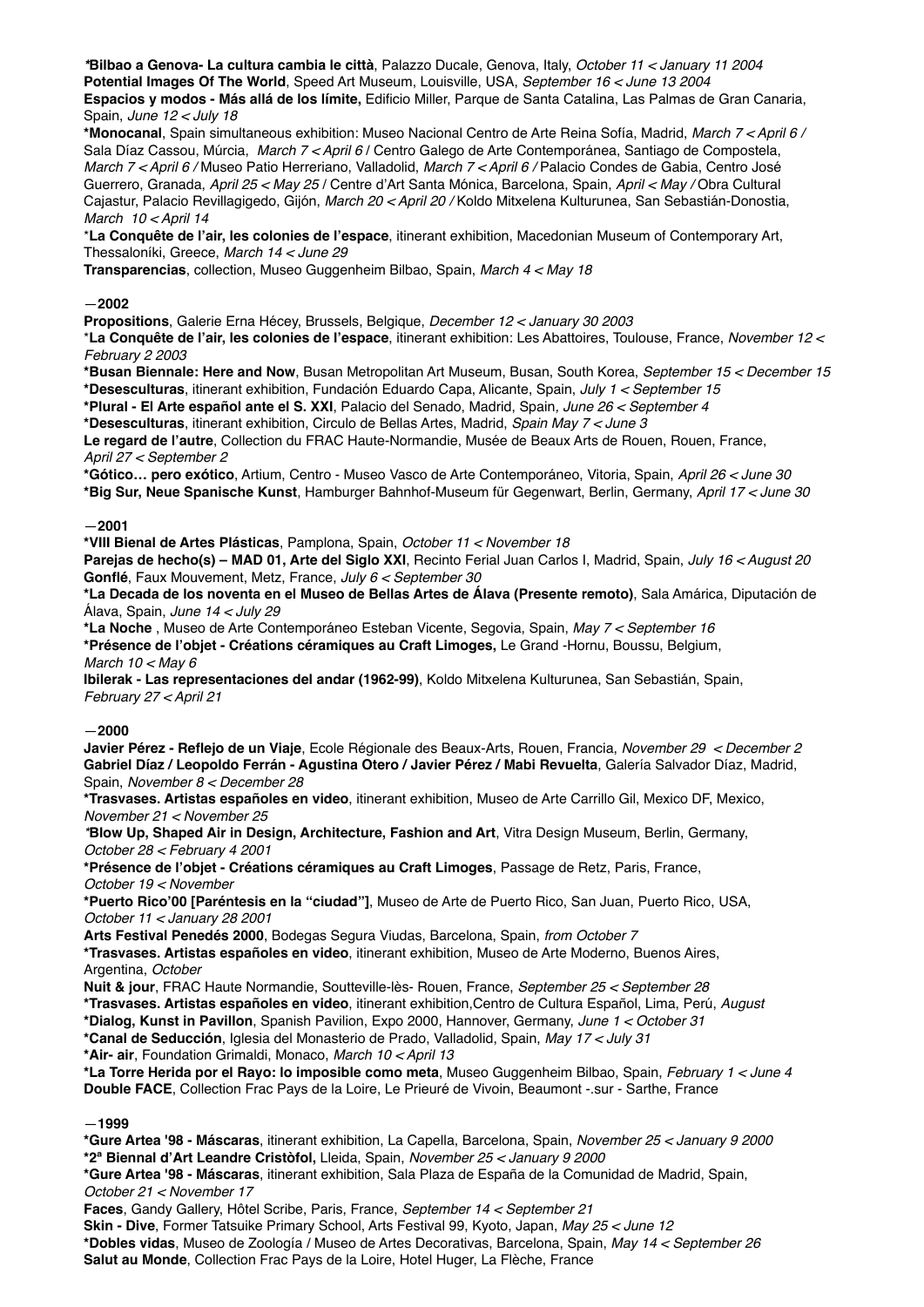*Bilbao a Genova- La cultura cambia le città**, Palazzo Ducale, Genova, Italy, *October 11 < January 11 2004*
**Potential Images Of The World**, Speed Art Museum, Louisville, USA, *September 16 < June 13 2004*
**Espacios y modos - Más allá de los límite,** Edificio Miller, Parque de Santa Catalina, Las Palmas de Gran Canaria, Spain, *June 12 < July 18*
**\*Monocanal**, Spain simultaneous exhibition: Museo Nacional Centro de Arte Reina Sofía, Madrid, *March 7 < April 6 /* Sala Díaz Cassou, Múrcia, *March 7 < April 6* / Centro Galego de Arte Contemporánea, Santiago de Compostela, *March 7 < April 6 /* Museo Patio Herreriano, Valladolid, *March 7 < April 6 /* Palacio Condes de Gabia, Centro José Guerrero, Granada, *April 25 < May 25* / Centre d'Art Santa Mónica, Barcelona, Spain, *April < May /* Obra Cultural Cajastur, Palacio Revillagigedo, Gijón, *March 20 < April 20 /* Koldo Mitxelena Kulturunea, San Sebastián-Donostia, *March 10 < April 14*
\***La Conquête de l'air, les colonies de l'espace**, itinerant exhibition, Macedonian Museum of Contemporary Art, Thessaloníki, Greece, *March 14 < June 29*
**Transparencias**, collection, Museo Guggenheim Bilbao, Spain, *March 4 < May 18*

**—2002**

**Propositions**, Galerie Erna Hécey, Brussels, Belgique, *December 12 < January 30 2003*
\***La Conquête de l'air, les colonies de l'espace**, itinerant exhibition: Les Abattoires, Toulouse, France, *November 12 < February 2 2003*
**\*Busan Biennale: Here and Now**, Busan Metropolitan Art Museum, Busan, South Korea, *September 15 < December 15*
**\*Desesculturas**, itinerant exhibition, Fundación Eduardo Capa, Alicante, Spain, *July 1 < September 15*
**\*Plural - El Arte español ante el S. XXI**, Palacio del Senado, Madrid, Spain, *June 26 < September 4*
**\*Desesculturas**, itinerant exhibition, Circulo de Bellas Artes, Madrid, *Spain May 7 < June 3*
**Le regard de l'autre**, Collection du FRAC Haute-Normandie, Musée de Beaux Arts de Rouen, Rouen, France, *April 27 < September 2*
**\*Gótico… pero exótico**, Artium, Centro - Museo Vasco de Arte Contemporáneo, Vitoria, Spain, *April 26 < June 30*
**\*Big Sur, Neue Spanische Kunst**, Hamburger Bahnhof-Museum für Gegenwart, Berlin, Germany, *April 17 < June 30*

**—2001**

**\*VIII Bienal de Artes Plásticas**, Pamplona, Spain, *October 11 < November 18*
**Parejas de hecho(s) – MAD 01, Arte del Siglo XXI**, Recinto Ferial Juan Carlos I, Madrid, Spain, *July 16 < August 20*
**Gonflé**, Faux Mouvement, Metz, France, *July 6 < September 30*
**\*La Decada de los noventa en el Museo de Bellas Artes de Álava (Presente remoto)**, Sala Amárica, Diputación de Álava, Spain, *June 14 < July 29*
**\*La Noche** , Museo de Arte Contemporáneo Esteban Vicente, Segovia, Spain, *May 7 < September 16*
**\*Présence de l'objet - Créations céramiques au Craft Limoges,** Le Grand -Hornu, Boussu, Belgium, *March 10 < May 6*
**Ibilerak - Las representaciones del andar (1962-99)**, Koldo Mitxelena Kulturunea, San Sebastián, Spain, *February 27 < April 21*

**—2000**

**Javier Pérez - Reflejo de un Viaje**, Ecole Régionale des Beaux-Arts, Rouen, Francia, *November 29 < December 2*
**Gabriel Díaz / Leopoldo Ferrán - Agustina Otero / Javier Pérez / Mabi Revuelta**, Galería Salvador Díaz, Madrid, Spain, *November 8 < December 28*
**\*Trasvases. Artistas españoles en video**, itinerant exhibition, Museo de Arte Carrillo Gil, Mexico DF, Mexico, *November 21 < November 25*
*\**Blow Up, Shaped Air in Design, Architecture, Fashion and Art**, Vitra Design Museum, Berlin, Germany, *October 28 < February 4 2001*
**\*Présence de l'objet - Créations céramiques au Craft Limoges**, Passage de Retz, Paris, France, *October 19 < November*
**\*Puerto Rico'00 [Paréntesis en la "ciudad"]**, Museo de Arte de Puerto Rico, San Juan, Puerto Rico, USA, *October 11 < January 28 2001*
**Arts Festival Penedés 2000**, Bodegas Segura Viudas, Barcelona, Spain, *from October 7*
**\*Trasvases. Artistas españoles en video**, itinerant exhibition, Museo de Arte Moderno, Buenos Aires, Argentina, *October*
**Nuit & jour**, FRAC Haute Normandie, Soutteville-lès- Rouen, France, *September 25 < September 28*
**\*Trasvases. Artistas españoles en video**, itinerant exhibition,Centro de Cultura Español, Lima, Perú, *August*
**\*Dialog, Kunst in Pavillon**, Spanish Pavilion, Expo 2000, Hannover, Germany, *June 1 < October 31*
**\*Canal de Seducción**, Iglesia del Monasterio de Prado, Valladolid, Spain, *May 17 < July 31*
**\*Air- air**, Foundation Grimaldi, Monaco, *March 10 < April 13*
**\*La Torre Herida por el Rayo: lo imposible como meta**, Museo Guggenheim Bilbao, Spain, *February 1 < June 4*
**Double FACE**, Collection Frac Pays de la Loire, Le Prieuré de Vivoin, Beaumont -.sur - Sarthe, France

**—1999**

**\*Gure Artea '98 - Máscaras**, itinerant exhibition, La Capella, Barcelona, Spain, *November 25 < January 9 2000*
**\*2ª Biennal d'Art Leandre Cristòfol**, Lleida, Spain, *November 25 < January 9 2000*
**\*Gure Artea '98 - Máscaras**, itinerant exhibition, Sala Plaza de España de la Comunidad de Madrid, Spain, *October 21 < November 17*
**Faces**, Gandy Gallery, Hôtel Scribe, Paris, France, *September 14 < September 21*
**Skin - Dive**, Former Tatsuike Primary School, Arts Festival 99, Kyoto, Japan, *May 25 < June 12*
**\*Dobles vidas**, Museo de Zoología / Museo de Artes Decorativas, Barcelona, Spain, *May 14 < September 26*
**Salut au Monde**, Collection Frac Pays de la Loire, Hotel Huger, La Flèche, France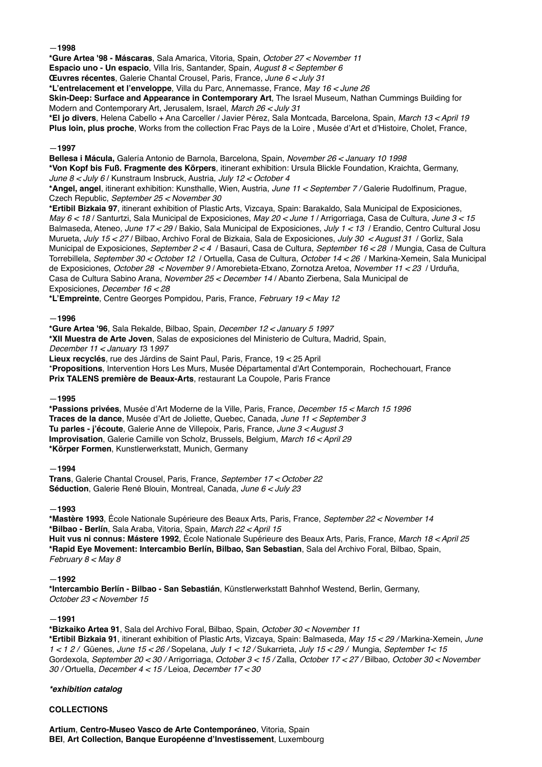—**1998**

**\*Gure Artea '98 - Máscaras**, Sala Amarica, Vitoria, Spain, *October 27 < November 11*
**Espacio uno - Un espacio**, Villa Iris, Santander, Spain, *August 8 < September 6*
**Œuvres récentes**, Galerie Chantal Crousel, Paris, France, *June 6 < July 31*
**\*L'entrelacement et l'enveloppe**, Villa du Parc, Annemasse, France, *May 16 < June 26*
**Skin-Deep: Surface and Appearance in Contemporary Art**, The Israel Museum, Nathan Cummings Building for Modern and Contemporary Art, Jerusalem, Israel, *March 26 < July 31*
**\*El jo divers**, Helena Cabello + Ana Carceller / Javier Pérez, Sala Montcada, Barcelona, Spain, *March 13 < April 19*
**Plus loin, plus proche**, Works from the collection Frac Pays de la Loire , Musée d'Art et d'Histoire, Cholet, France,

—**1997**

**Bellesa i Mácula,** Galería Antonio de Barnola, Barcelona, Spain, *November 26 < January 10 1998*
**\*Von Kopf bis Fuß. Fragmente des Körpers**, itinerant exhibition: Ursula Blickle Foundation, Kraichta, Germany, *June 8 < July 6* / Kunstraum Insbruck, Austria, *July 12 < October 4*
**\*Angel, angel**, itinerant exhibition: Kunsthalle, Wien, Austria, *June 11 < September 7 /* Galerie Rudolfinum, Prague, Czech Republic, *September 25 < November 30*
**\*Ertibil Bizkaia 97**, itinerant exhibition of Plastic Arts, Vizcaya, Spain: Barakaldo, Sala Municipal de Exposiciones, *May 6 < 18* / Santurtzi, Sala Municipal de Exposiciones, *May 20 < June 1* / Arrigorriaga, Casa de Cultura, *June 3 < 15* Balmaseda, Ateneo, *June 17 < 29* / Bakio, Sala Municipal de Exposiciones, *July 1 < 13* / Erandio, Centro Cultural Josu Murueta, *July 15 < 27* / Bilbao, Archivo Foral de Bizkaia, Sala de Exposiciones, *July 30 < August 31* / Gorliz, Sala Municipal de Exposiciones, *September 2 < 4* / Basauri, Casa de Cultura, *September 16 < 28* / Mungia, Casa de Cultura Torrebillela, *September 30 < October 12* / Ortuella, Casa de Cultura, *October 14 < 26* / Markina-Xemein, Sala Municipal de Exposiciones, *October 28 < November 9* / Amorebieta-Etxano, Zornotza Aretoa, *November 11 < 23* / Urduña, Casa de Cultura Sabino Arana, *November 25 < December 14* / Abanto Zierbena, Sala Municipal de Exposiciones, *December 16 < 28*
**\*L'Empreinte**, Centre Georges Pompidou, Paris, France, *February 19 < May 12*

—**1996**

**\*Gure Artea '96**, Sala Rekalde, Bilbao, Spain, *December 12 < January 5 1997*
**\*XII Muestra de Arte Joven**, Salas de exposiciones del Ministerio de Cultura, Madrid, Spain, *December 11 < January 1*3 1*997*
**Lieux recyclés**, rue des Járdins de Saint Paul, Paris, France, 19 < 25 April
\***Propositions**, Intervention Hors Les Murs, Musée Départamental d'Art Contemporain, Rochechouart, France
**Prix TALENS première de Beaux-Arts**, restaurant La Coupole, Paris France

—**1995**

**\*Passions privées**, Musée d'Art Moderne de la Ville, Paris, France, *December 15 < March 15 1996*
**Traces de la dance**, Musée d'Art de Joliette, Quebec, Canada, *June 11 < September 3*
**Tu parles - j'écoute**, Galerie Anne de Villepoix, Paris, France, *June 3 < August 3*
**Improvisation**, Galerie Camille von Scholz, Brussels, Belgium, *March 16 < April 29*
**\*Körper Formen**, Kunstlerwerkstatt, Munich, Germany

—**1994**

**Trans**, Galerie Chantal Crousel, Paris, France, *September 17 < October 22*
**Séduction**, Galerie René Blouin, Montreal, Canada, *June 6 < July 23*

—**1993**

**\*Mastère 1993**, École Nationale Supérieure des Beaux Arts, Paris, France, *September 22 < November 14*
**\*Bilbao - Berlín**, Sala Araba, Vitoria, Spain, *March 22 < April 15*
**Huit vus ni connus: Mástere 1992**, École Nationale Supérieure des Beaux Arts, Paris, France, *March 18 < April 25*
**\*Rapid Eye Movement: Intercambio Berlín, Bilbao, San Sebastian**, Sala del Archivo Foral, Bilbao, Spain, *February 8 < May 8*

—**1992**

**\*Intercambio Berlín - Bilbao - San Sebastián**, Künstlerwerkstatt Bahnhof Westend, Berlin, Germany, *October 23 < November 15*

—**1991**

**\*Bizkaiko Artea 91**, Sala del Archivo Foral, Bilbao, Spain, *October 30 < November 11*
**\*Ertibil Bizkaia 91**, itinerant exhibition of Plastic Arts, Vizcaya, Spain: Balmaseda, *May 15 < 29 /* Markina-Xemein, *June 1 < 1 2 /* Güenes, *June 15 < 26 /* Sopelana, *July 1 < 12 /* Sukarrieta, *July 15 < 29 /* Mungia, *September 1< 15* Gordexola, *September 20 < 30 /* Arrigorriaga, *October 3 < 15 /* Zalla, *October 17 < 27 /* Bilbao*, October 30 < November 30 /* Ortuella, *December 4 < 15 /* Leioa, *December 17 < 30*

***\*exhibition catalog***

**COLLECTIONS**

**Artium**, **Centro-Museo Vasco de Arte Contemporáneo**, Vitoria, Spain
**BEI**, **Art Collection, Banque Européenne d'Investissement**, Luxembourg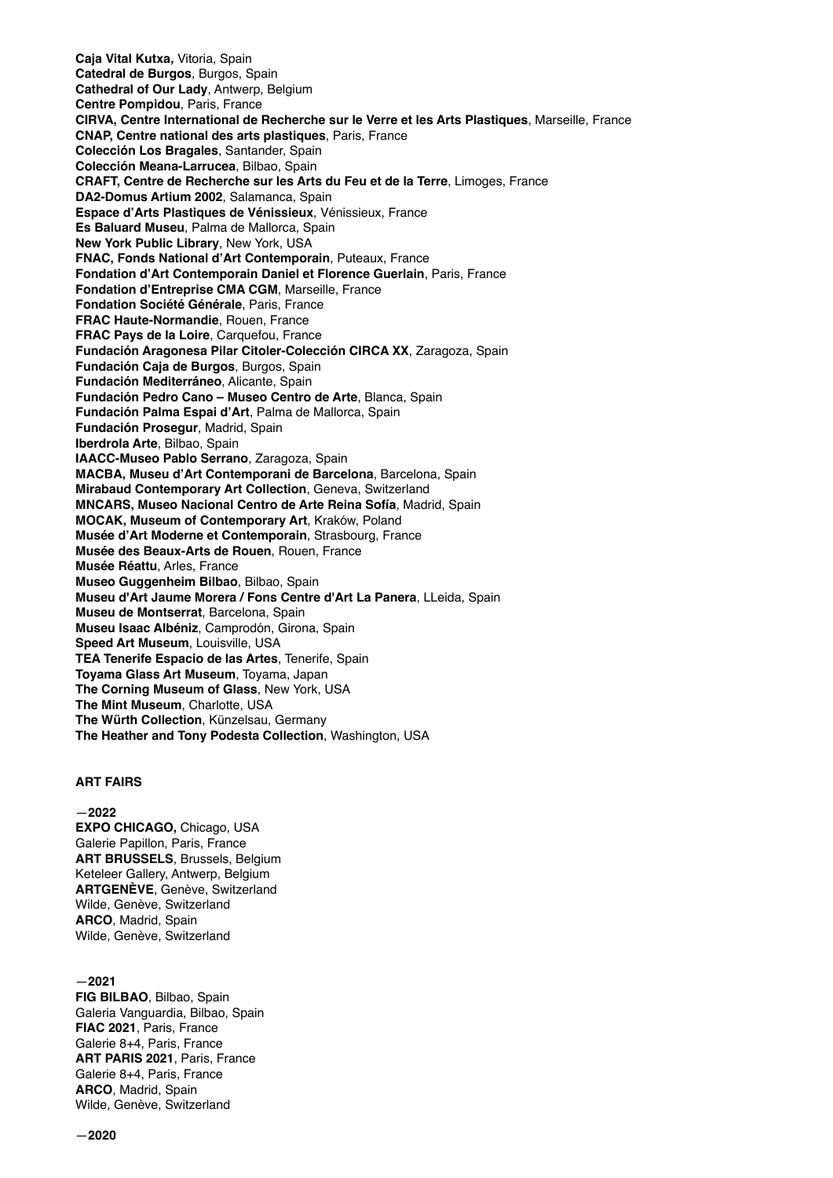**Caja Vital Kutxa**, Vitoria, Spain
**Catedral de Burgos**, Burgos, Spain
**Cathedral of Our Lady**, Antwerp, Belgium
**Centre Pompidou**, Paris, France
**CIRVA, Centre International de Recherche sur le Verre et les Arts Plastiques**, Marseille, France
**CNAP, Centre national des arts plastiques**, Paris, France
**Colección Los Bragales**, Santander, Spain
**Colección Meana-Larrucea**, Bilbao, Spain
**CRAFT, Centre de Recherche sur les Arts du Feu et de la Terre**, Limoges, France
**DA2-Domus Artium 2002**, Salamanca, Spain
**Espace d'Arts Plastiques de Vénissieux**, Vénissieux, France
**Es Baluard Museu**, Palma de Mallorca, Spain
**New York Public Library**, New York, USA
**FNAC, Fonds National d'Art Contemporain**, Puteaux, France
**Fondation d'Art Contemporain Daniel et Florence Guerlain**, Paris, France
**Fondation d'Entreprise CMA CGM**, Marseille, France
**Fondation Société Générale**, Paris, France
**FRAC Haute-Normandie**, Rouen, France
**FRAC Pays de la Loire**, Carquefou, France
**Fundación Aragonesa Pilar Citoler-Colección CIRCA XX**, Zaragoza, Spain
**Fundación Caja de Burgos**, Burgos, Spain
**Fundación Mediterráneo**, Alicante, Spain
**Fundación Pedro Cano – Museo Centro de Arte**, Blanca, Spain
**Fundación Palma Espai d'Art**, Palma de Mallorca, Spain
**Fundación Prosegur**, Madrid, Spain
**Iberdrola Arte**, Bilbao, Spain
**IAACC-Museo Pablo Serrano**, Zaragoza, Spain
**MACBA, Museu d'Art Contemporani de Barcelona**, Barcelona, Spain
**Mirabaud Contemporary Art Collection**, Geneva, Switzerland
**MNCARS, Museo Nacional Centro de Arte Reina Sofía**, Madrid, Spain
**MOCAK, Museum of Contemporary Art**, Kraków, Poland
**Musée d'Art Moderne et Contemporain**, Strasbourg, France
**Musée des Beaux-Arts de Rouen**, Rouen, France
**Musée Réattu**, Arles, France
**Museo Guggenheim Bilbao**, Bilbao, Spain
**Museu d'Art Jaume Morera / Fons Centre d'Art La Panera**, LLeida, Spain
**Museu de Montserrat**, Barcelona, Spain
**Museu Isaac Albéniz**, Camprodón, Girona, Spain
**Speed Art Museum**, Louisville, USA
**TEA Tenerife Espacio de las Artes**, Tenerife, Spain
**Toyama Glass Art Museum**, Toyama, Japan
**The Corning Museum of Glass**, New York, USA
**The Mint Museum**, Charlotte, USA
**The Würth Collection**, Künzelsau, Germany
**The Heather and Tony Podesta Collection**, Washington, USA

**ART FAIRS**

—**2022**
**EXPO CHICAGO,** Chicago, USA
Galerie Papillon, Paris, France
**ART BRUSSELS**, Brussels, Belgium
Keteleer Gallery, Antwerp, Belgium
**ARTGENÈVE**, Genève, Switzerland
Wilde, Genève, Switzerland
**ARCO**, Madrid, Spain
Wilde, Genève, Switzerland

—**2021**
**FIG BILBAO**, Bilbao, Spain
Galeria Vanguardia, Bilbao, Spain
**FIAC 2021**, Paris, France
Galerie 8+4, Paris, France
**ART PARIS 2021**, Paris, France
Galerie 8+4, Paris, France
**ARCO**, Madrid, Spain
Wilde, Genève, Switzerland

—**2020**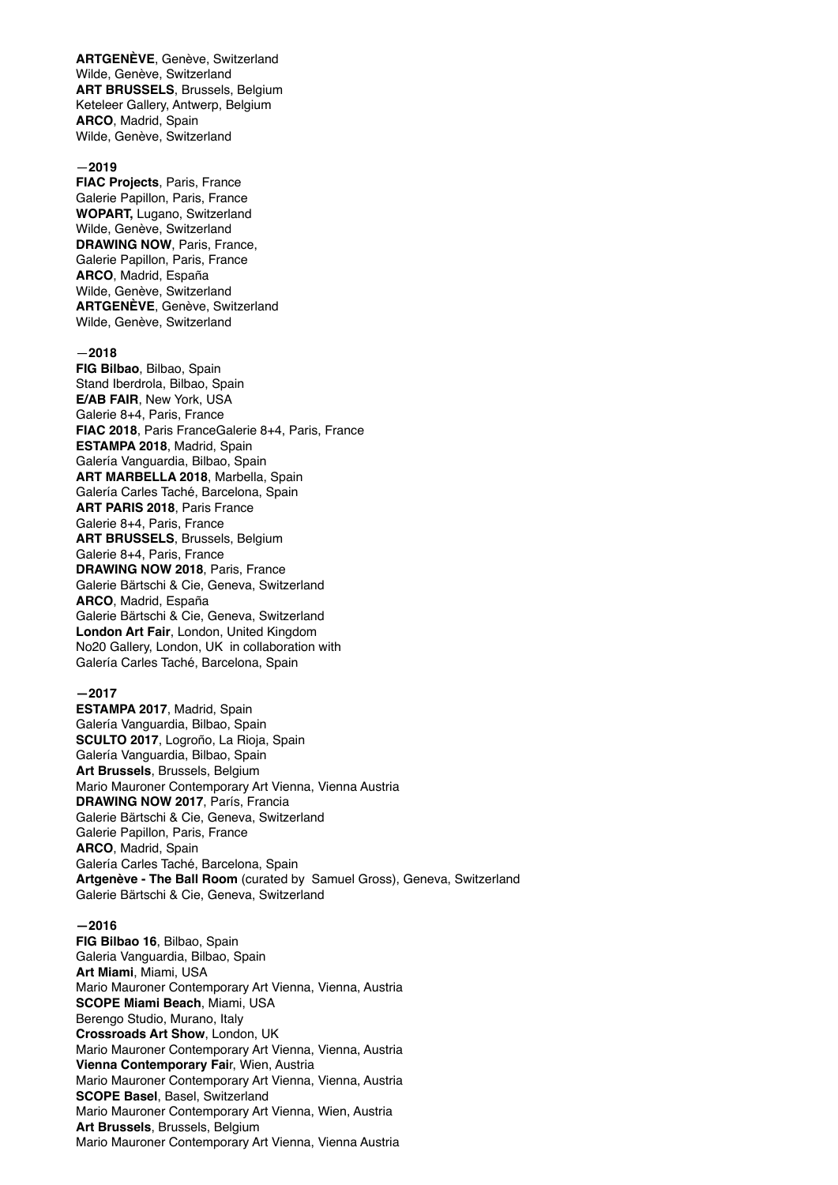**ARTGENÈVE**, Genève, Switzerland
Wilde, Genève, Switzerland
**ART BRUSSELS**, Brussels, Belgium
Keteleer Gallery, Antwerp, Belgium
**ARCO**, Madrid, Spain
Wilde, Genève, Switzerland

**—2019**

**FIAC Projects**, Paris, France
Galerie Papillon, Paris, France
**WOPART,** Lugano, Switzerland
Wilde, Genève, Switzerland
**DRAWING NOW**, Paris, France,
Galerie Papillon, Paris, France
**ARCO**, Madrid, España
Wilde, Genève, Switzerland
**ARTGENÈVE**, Genève, Switzerland
Wilde, Genève, Switzerland

**—2018**

**FIG Bilbao**, Bilbao, Spain
Stand Iberdrola, Bilbao, Spain
**E/AB FAIR**, New York, USA
Galerie 8+4, Paris, France
**FIAC 2018**, Paris FranceGalerie 8+4, Paris, France
**ESTAMPA 2018**, Madrid, Spain
Galería Vanguardia, Bilbao, Spain
**ART MARBELLA 2018**, Marbella, Spain
Galería Carles Taché, Barcelona, Spain
**ART PARIS 2018**, Paris France
Galerie 8+4, Paris, France
**ART BRUSSELS**, Brussels, Belgium
Galerie 8+4, Paris, France
**DRAWING NOW 2018**, Paris, France
Galerie Bärtschi & Cie, Geneva, Switzerland
**ARCO**, Madrid, España
Galerie Bärtschi & Cie, Geneva, Switzerland
**London Art Fair**, London, United Kingdom
No20 Gallery, London, UK in collaboration with
Galería Carles Taché, Barcelona, Spain

**—2017**

**ESTAMPA 2017**, Madrid, Spain
Galería Vanguardia, Bilbao, Spain
**SCULTO 2017**, Logroño, La Rioja, Spain
Galería Vanguardia, Bilbao, Spain
**Art Brussels**, Brussels, Belgium
Mario Mauroner Contemporary Art Vienna, Vienna Austria
**DRAWING NOW 2017**, París, Francia
Galerie Bärtschi & Cie, Geneva, Switzerland
Galerie Papillon, Paris, France
**ARCO**, Madrid, Spain
Galería Carles Taché, Barcelona, Spain
**Artgenève - The Ball Room** (curated by Samuel Gross), Geneva, Switzerland
Galerie Bärtschi & Cie, Geneva, Switzerland

**—2016**

**FIG Bilbao 16**, Bilbao, Spain
Galeria Vanguardia, Bilbao, Spain
**Art Miami**, Miami, USA
Mario Mauroner Contemporary Art Vienna, Vienna, Austria
**SCOPE Miami Beach**, Miami, USA
Berengo Studio, Murano, Italy
**Crossroads Art Show**, London, UK
Mario Mauroner Contemporary Art Vienna, Vienna, Austria
**Vienna Contemporary Fai**r, Wien, Austria
Mario Mauroner Contemporary Art Vienna, Vienna, Austria
**SCOPE Basel**, Basel, Switzerland
Mario Mauroner Contemporary Art Vienna, Wien, Austria
**Art Brussels**, Brussels, Belgium
Mario Mauroner Contemporary Art Vienna, Vienna Austria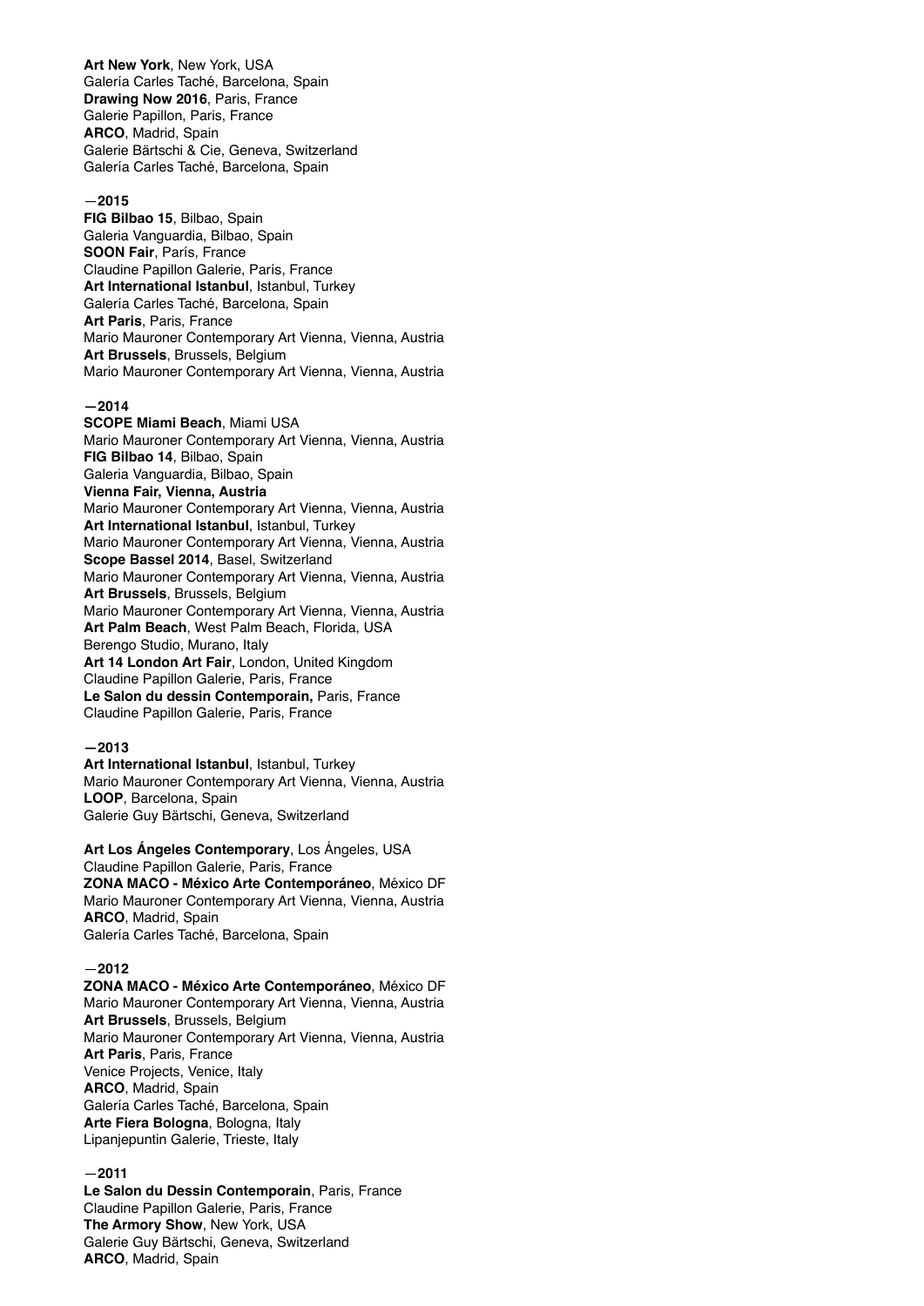**Art New York**, New York, USA
Galería Carles Taché, Barcelona, Spain
**Drawing Now 2016**, Paris, France
Galerie Papillon, Paris, France
**ARCO**, Madrid, Spain
Galerie Bärtschi & Cie, Geneva, Switzerland
Galería Carles Taché, Barcelona, Spain

—**2015**
**FIG Bilbao 15**, Bilbao, Spain
Galeria Vanguardia, Bilbao, Spain
**SOON Fair**, París, France
Claudine Papillon Galerie, París, France
**Art International Istanbul**, Istanbul, Turkey
Galería Carles Taché, Barcelona, Spain
**Art Paris**, Paris, France
Mario Mauroner Contemporary Art Vienna, Vienna, Austria
**Art Brussels**, Brussels, Belgium
Mario Mauroner Contemporary Art Vienna, Vienna, Austria

**—2014**
**SCOPE Miami Beach**, Miami USA
Mario Mauroner Contemporary Art Vienna, Vienna, Austria
**FIG Bilbao 14**, Bilbao, Spain
Galeria Vanguardia, Bilbao, Spain
**Vienna Fair, Vienna, Austria**
Mario Mauroner Contemporary Art Vienna, Vienna, Austria
**Art International Istanbul**, Istanbul, Turkey
Mario Mauroner Contemporary Art Vienna, Vienna, Austria
**Scope Bassel 2014**, Basel, Switzerland
Mario Mauroner Contemporary Art Vienna, Vienna, Austria
**Art Brussels**, Brussels, Belgium
Mario Mauroner Contemporary Art Vienna, Vienna, Austria
**Art Palm Beach**, West Palm Beach, Florida, USA
Berengo Studio, Murano, Italy
**Art 14 London Art Fair**, London, United Kingdom
Claudine Papillon Galerie, Paris, France
**Le Salon du dessin Contemporain,** Paris, France
Claudine Papillon Galerie, Paris, France

**—2013**
**Art International Istanbul**, Istanbul, Turkey
Mario Mauroner Contemporary Art Vienna, Vienna, Austria
**LOOP**, Barcelona, Spain
Galerie Guy Bärtschi, Geneva, Switzerland

**Art Los Ángeles Contemporary**, Los Ángeles, USA
Claudine Papillon Galerie, Paris, France
**ZONA MACO - México Arte Contemporáneo**, México DF
Mario Mauroner Contemporary Art Vienna, Vienna, Austria
**ARCO**, Madrid, Spain
Galería Carles Taché, Barcelona, Spain

—**2012**
**ZONA MACO - México Arte Contemporáneo**, México DF
Mario Mauroner Contemporary Art Vienna, Vienna, Austria
**Art Brussels**, Brussels, Belgium
Mario Mauroner Contemporary Art Vienna, Vienna, Austria
**Art Paris**, Paris, France
Venice Projects, Venice, Italy
**ARCO**, Madrid, Spain
Galería Carles Taché, Barcelona, Spain
**Arte Fiera Bologna**, Bologna, Italy
Lipanjepuntin Galerie, Trieste, Italy

—**2011**
**Le Salon du Dessin Contemporain**, Paris, France
Claudine Papillon Galerie, Paris, France
**The Armory Show**, New York, USA
Galerie Guy Bärtschi, Geneva, Switzerland
**ARCO**, Madrid, Spain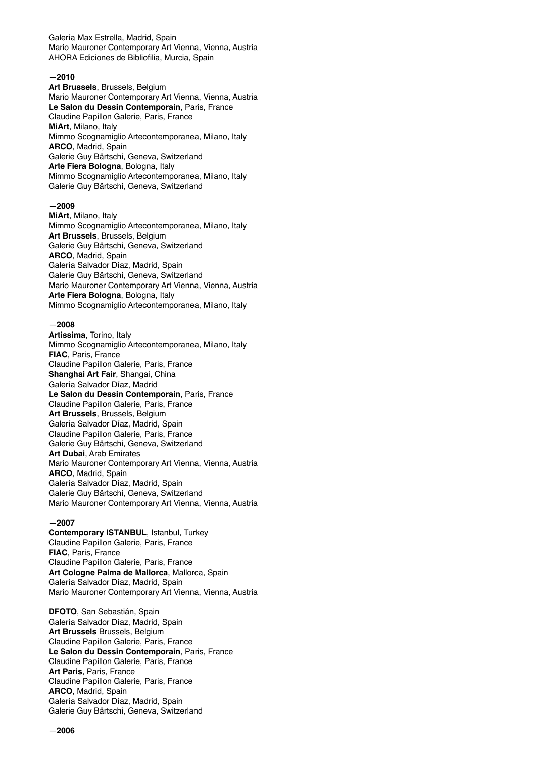Galería Max Estrella, Madrid, Spain
Mario Mauroner Contemporary Art Vienna, Vienna, Austria
AHORA Ediciones de Bibliofilia, Murcia, Spain

—**2010**

**Art Brussels**, Brussels, Belgium
Mario Mauroner Contemporary Art Vienna, Vienna, Austria
**Le Salon du Dessin Contemporain**, Paris, France
Claudine Papillon Galerie, Paris, France
**MiArt**, Milano, Italy
Mimmo Scognamiglio Artecontemporanea, Milano, Italy
**ARCO**, Madrid, Spain
Galerie Guy Bärtschi, Geneva, Switzerland
**Arte Fiera Bologna**, Bologna, Italy
Mimmo Scognamiglio Artecontemporanea, Milano, Italy
Galerie Guy Bärtschi, Geneva, Switzerland

—**2009**

**MiArt**, Milano, Italy
Mimmo Scognamiglio Artecontemporanea, Milano, Italy
**Art Brussels**, Brussels, Belgium
Galerie Guy Bärtschi, Geneva, Switzerland
**ARCO**, Madrid, Spain
Galería Salvador Díaz, Madrid, Spain
Galerie Guy Bärtschi, Geneva, Switzerland
Mario Mauroner Contemporary Art Vienna, Vienna, Austria
**Arte Fiera Bologna**, Bologna, Italy
Mimmo Scognamiglio Artecontemporanea, Milano, Italy

—**2008**

**Artissima**, Torino, Italy
Mimmo Scognamiglio Artecontemporanea, Milano, Italy
**FIAC**, Paris, France
Claudine Papillon Galerie, Paris, France
**Shanghai Art Fair**, Shangai, China
Galería Salvador Díaz, Madrid
**Le Salon du Dessin Contemporain**, Paris, France
Claudine Papillon Galerie, Paris, France
**Art Brussels**, Brussels, Belgium
Galería Salvador Díaz, Madrid, Spain
Claudine Papillon Galerie, Paris, France
Galerie Guy Bärtschi, Geneva, Switzerland
**Art Dubai**, Arab Emirates
Mario Mauroner Contemporary Art Vienna, Vienna, Austria
**ARCO**, Madrid, Spain
Galería Salvador Díaz, Madrid, Spain
Galerie Guy Bärtschi, Geneva, Switzerland
Mario Mauroner Contemporary Art Vienna, Vienna, Austria

—**2007**

**Contemporary ISTANBUL**, Istanbul, Turkey
Claudine Papillon Galerie, Paris, France
**FIAC**, Paris, France
Claudine Papillon Galerie, Paris, France
**Art Cologne Palma de Mallorca**, Mallorca, Spain
Galería Salvador Díaz, Madrid, Spain
Mario Mauroner Contemporary Art Vienna, Vienna, Austria

**DFOTO**, San Sebastián, Spain
Galería Salvador Díaz, Madrid, Spain
**Art Brussels** Brussels, Belgium
Claudine Papillon Galerie, Paris, France
**Le Salon du Dessin Contemporain**, Paris, France
Claudine Papillon Galerie, Paris, France
**Art Paris**, Paris, France
Claudine Papillon Galerie, Paris, France
**ARCO**, Madrid, Spain
Galería Salvador Díaz, Madrid, Spain
Galerie Guy Bärtschi, Geneva, Switzerland

—**2006**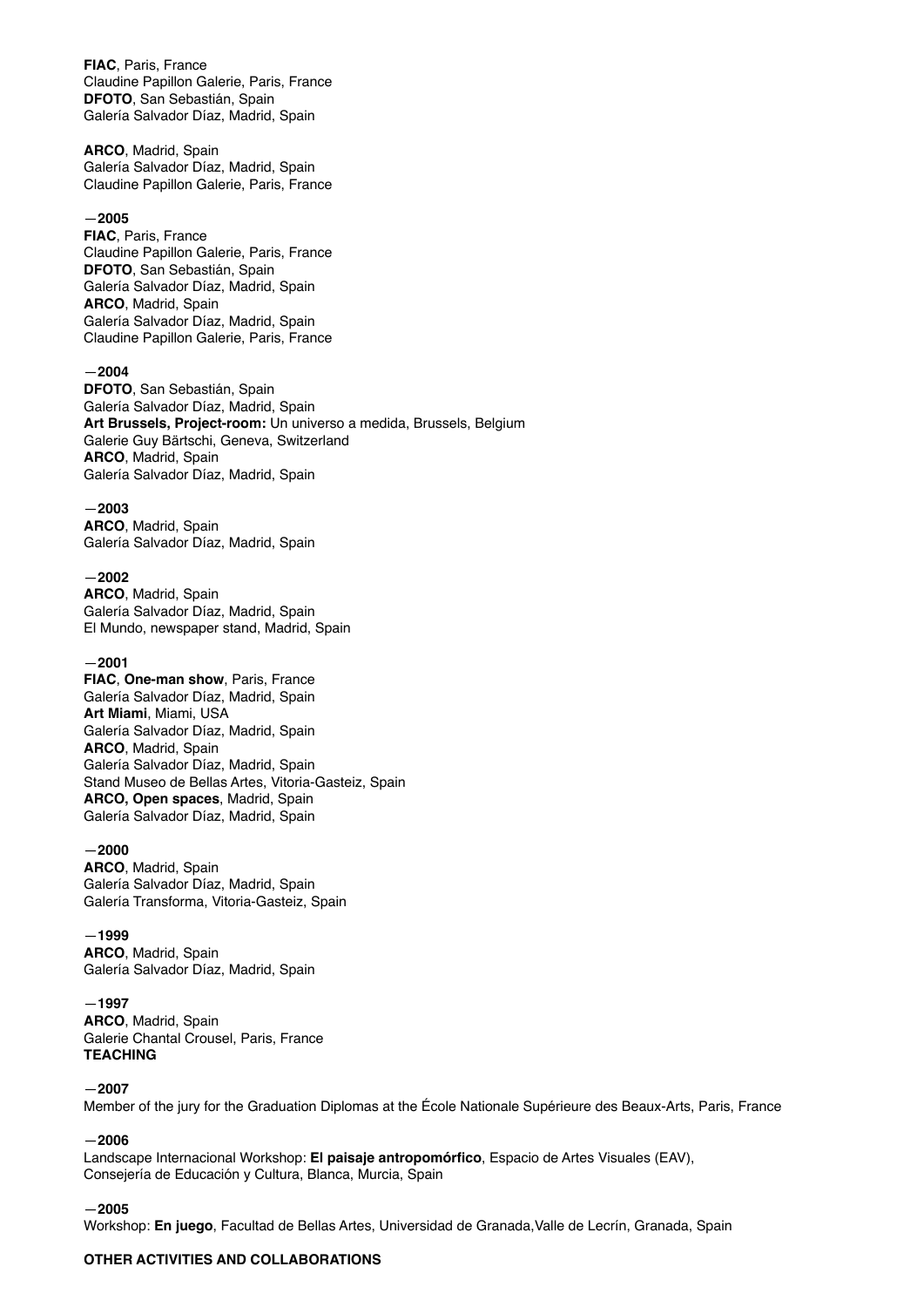**FIAC**, Paris, France
Claudine Papillon Galerie, Paris, France
**DFOTO**, San Sebastián, Spain
Galería Salvador Díaz, Madrid, Spain

**ARCO**, Madrid, Spain
Galería Salvador Díaz, Madrid, Spain
Claudine Papillon Galerie, Paris, France

—**2005**
**FIAC**, Paris, France
Claudine Papillon Galerie, Paris, France
**DFOTO**, San Sebastián, Spain
Galería Salvador Díaz, Madrid, Spain
**ARCO**, Madrid, Spain
Galería Salvador Díaz, Madrid, Spain
Claudine Papillon Galerie, Paris, France

—**2004**
**DFOTO**, San Sebastián, Spain
Galería Salvador Díaz, Madrid, Spain
**Art Brussels, Project-room:** Un universo a medida, Brussels, Belgium
Galerie Guy Bärtschi, Geneva, Switzerland
**ARCO**, Madrid, Spain
Galería Salvador Díaz, Madrid, Spain

—**2003**
**ARCO**, Madrid, Spain
Galería Salvador Díaz, Madrid, Spain

—**2002**
**ARCO**, Madrid, Spain
Galería Salvador Díaz, Madrid, Spain
El Mundo, newspaper stand, Madrid, Spain

—**2001**
**FIAC**, **One-man show**, Paris, France
Galería Salvador Díaz, Madrid, Spain
**Art Miami**, Miami, USA
Galería Salvador Díaz, Madrid, Spain
**ARCO**, Madrid, Spain
Galería Salvador Díaz, Madrid, Spain
Stand Museo de Bellas Artes, Vitoria-Gasteiz, Spain
**ARCO, Open spaces**, Madrid, Spain
Galería Salvador Díaz, Madrid, Spain

—**2000**
**ARCO**, Madrid, Spain
Galería Salvador Díaz, Madrid, Spain
Galería Transforma, Vitoria-Gasteiz, Spain

—**1999**
**ARCO**, Madrid, Spain
Galería Salvador Díaz, Madrid, Spain

—**1997**
**ARCO**, Madrid, Spain
Galerie Chantal Crousel, Paris, France

**TEACHING**

—**2007**
Member of the jury for the Graduation Diplomas at the École Nationale Supérieure des Beaux-Arts, Paris, France

—**2006**
Landscape Internacional Workshop: **El paisaje antropomórfico**, Espacio de Artes Visuales (EAV), Consejería de Educación y Cultura, Blanca, Murcia, Spain

—**2005**
Workshop: **En juego**, Facultad de Bellas Artes, Universidad de Granada,Valle de Lecrín, Granada, Spain

**OTHER ACTIVITIES AND COLLABORATIONS**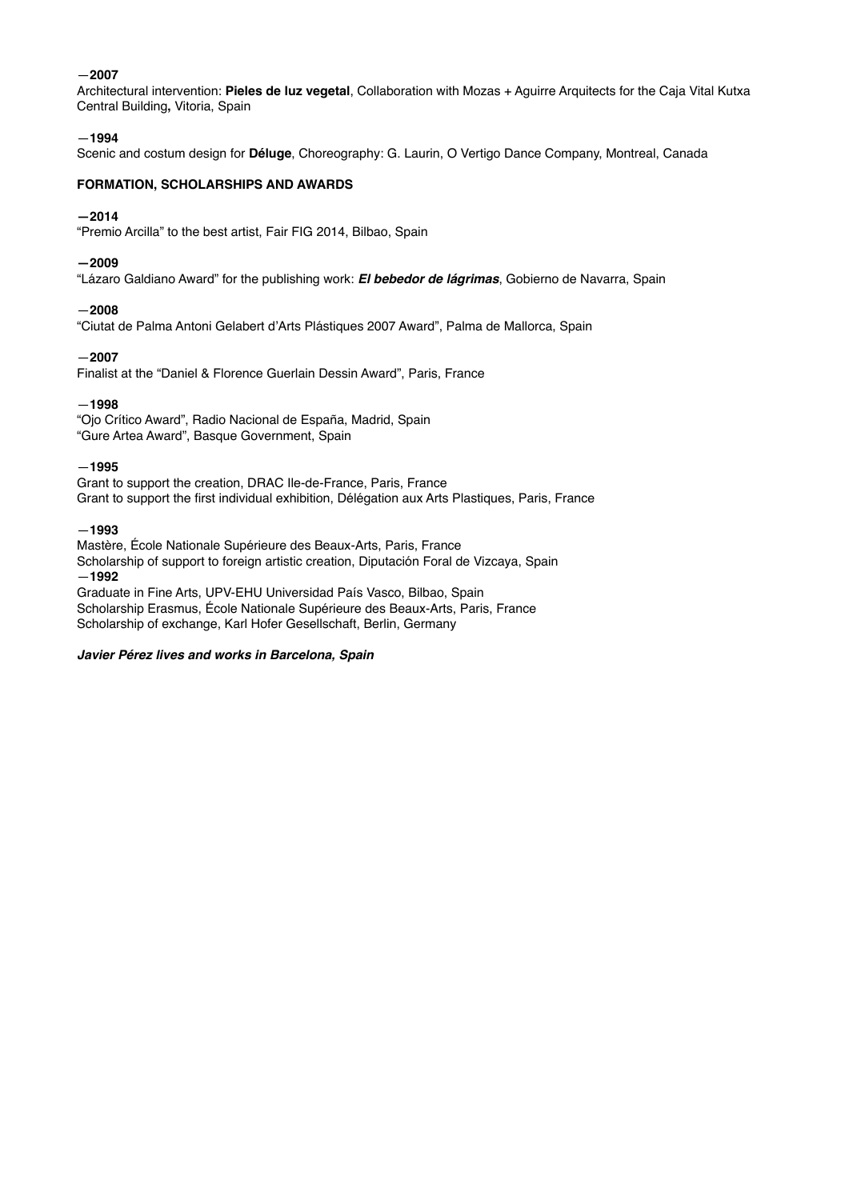—**2007**
Architectural intervention: **Pieles de luz vegetal**, Collaboration with Mozas + Aguirre Arquitects for the Caja Vital Kutxa Central Building**,** Vitoria, Spain

—**1994**
Scenic and costum design for **Déluge**, Choreography: G. Laurin, O Vertigo Dance Company, Montreal, Canada

**FORMATION, SCHOLARSHIPS AND AWARDS**

**—2014**
“Premio Arcilla” to the best artist, Fair FIG 2014, Bilbao, Spain

**—2009**
“Lázaro Galdiano Award” for the publishing work: ***El bebedor de lágrimas***, Gobierno de Navarra, Spain

—**2008**
“Ciutat de Palma Antoni Gelabert d’Arts Plástiques 2007 Award”, Palma de Mallorca, Spain

—**2007**
Finalist at the “Daniel & Florence Guerlain Dessin Award”, Paris, France

—**1998**
“Ojo Crítico Award”, Radio Nacional de España, Madrid, Spain
“Gure Artea Award”, Basque Government, Spain

—**1995**
Grant to support the creation, DRAC Ile-de-France, Paris, France
Grant to support the first individual exhibition, Délégation aux Arts Plastiques, Paris, France

—**1993**
Mastère, École Nationale Supérieure des Beaux-Arts, Paris, France
Scholarship of support to foreign artistic creation, Diputación Foral de Vizcaya, Spain

—**1992**
Graduate in Fine Arts, UPV-EHU Universidad País Vasco, Bilbao, Spain
Scholarship Erasmus, École Nationale Supérieure des Beaux-Arts, Paris, France
Scholarship of exchange, Karl Hofer Gesellschaft, Berlin, Germany

***Javier Pérez lives and works in Barcelona, Spain***